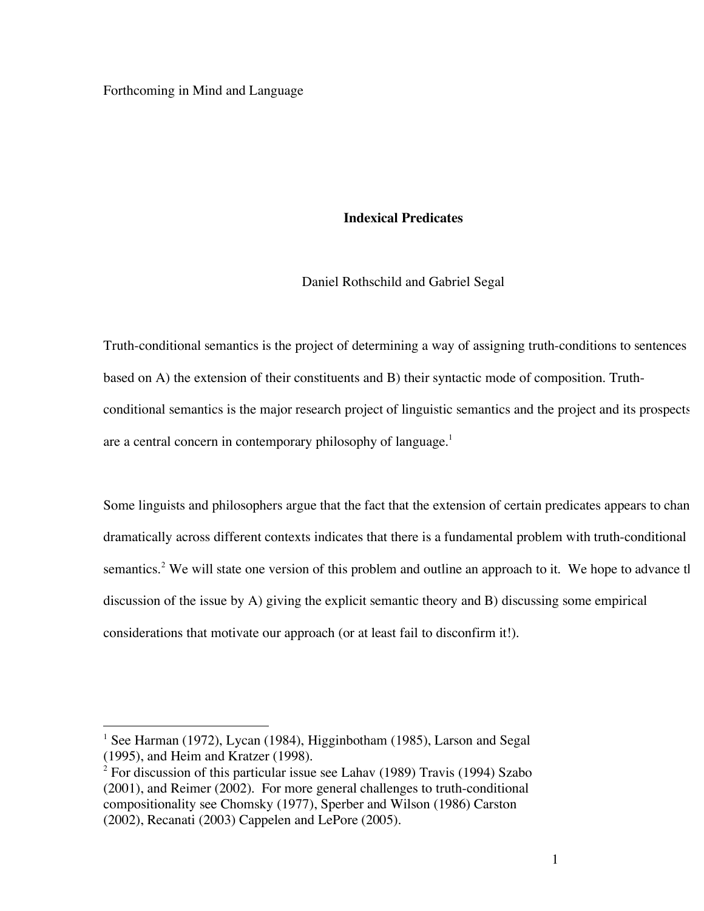Forthcoming in Mind and Language

# Indexical Predicates

Daniel Rothschild and Gabriel Segal

Truth-conditional semantics is the project of determining a way of assigning truth-conditions to sentences based on A) the extension of their constituents and B) their syntactic mode of composition. Truth-conditional semantics is the major research project of linguistic semantics and the project and its prospects are a central concern in contemporary philosophy of language.[1]

Some linguists and philosophers argue that the fact that the extension of certain predicates appears to chan dramatically across different contexts indicates that there is a fundamental problem with truth-conditional semantics.[2] We will state one version of this problem and outline an approach to it. We hope to advance th discussion of the issue by A) giving the explicit semantic theory and B) discussing some empirical considerations that motivate our approach (or at least fail to disconfirm it!).

---

[1] See Harman (1972), Lycan (1984), Higginbotham (1985), Larson and Segal (1995), and Heim and Kratzer (1998).

[2] For discussion of this particular issue see Lahav (1989) Travis (1994) Szabo (2001), and Reimer (2002). For more general challenges to truth-conditional compositionality see Chomsky (1977), Sperber and Wilson (1986) Carston (2002), Recanati (2003) Cappelen and LePore (2005).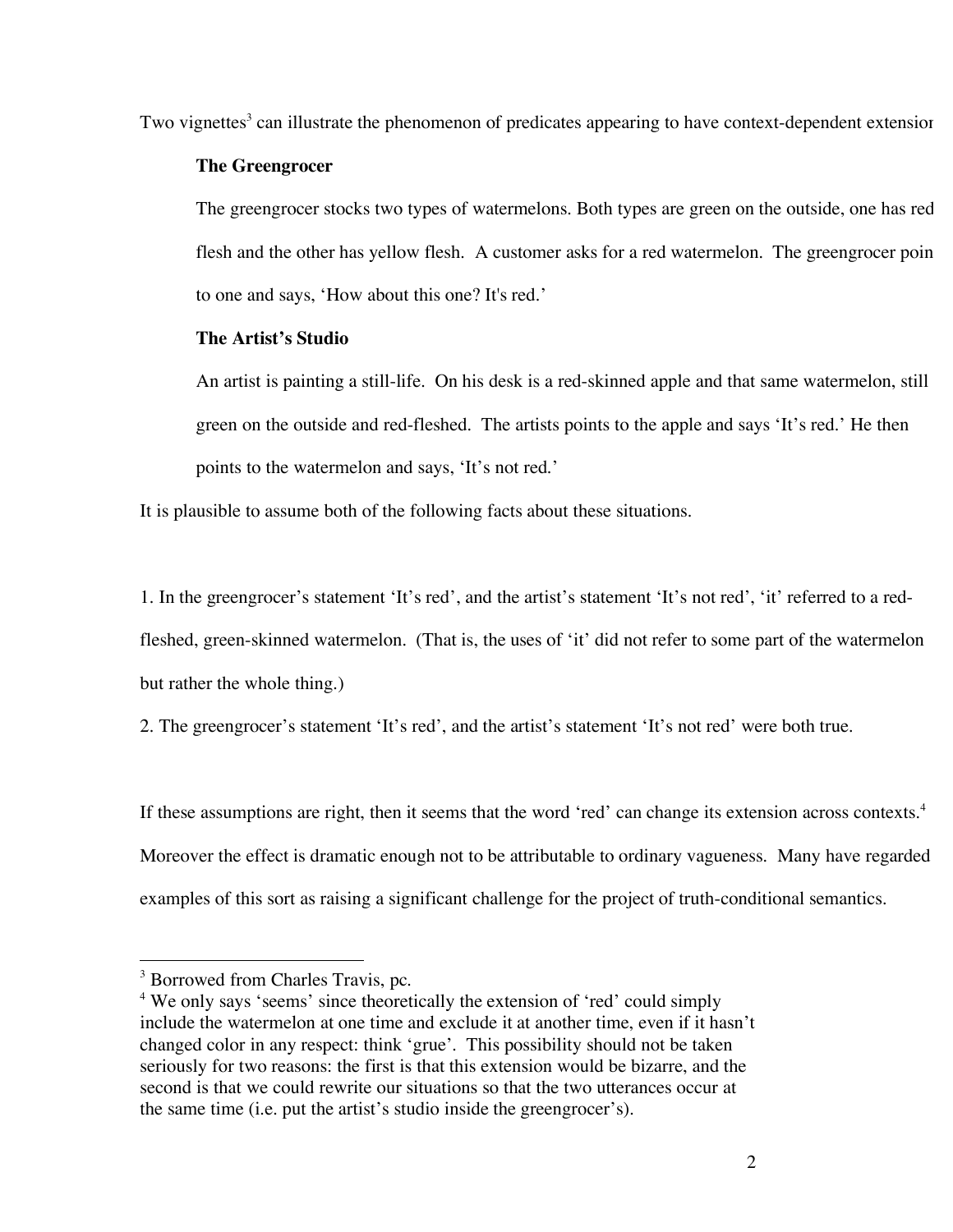Two vignettes[3] can illustrate the phenomenon of predicates appearing to have context-dependent extension

> **The Greengrocer**
>
> The greengrocer stocks two types of watermelons. Both types are green on the outside, one has red flesh and the other has yellow flesh. A customer asks for a red watermelon. The greengrocer poin to one and says, 'How about this one? It's red.'
>
> **The Artist's Studio**
>
> An artist is painting a still-life. On his desk is a red-skinned apple and that same watermelon, still green on the outside and red-fleshed. The artists points to the apple and says 'It's red.' He then points to the watermelon and says, 'It's not red.'

It is plausible to assume both of the following facts about these situations.

1. In the greengrocer's statement 'It's red', and the artist's statement 'It's not red', 'it' referred to a red-fleshed, green-skinned watermelon. (That is, the uses of 'it' did not refer to some part of the watermelon but rather the whole thing.)
2. The greengrocer's statement 'It's red', and the artist's statement 'It's not red' were both true.

If these assumptions are right, then it seems that the word 'red' can change its extension across contexts.[4] Moreover the effect is dramatic enough not to be attributable to ordinary vagueness. Many have regarded examples of this sort as raising a significant challenge for the project of truth-conditional semantics.

---

[3] Borrowed from Charles Travis, pc.

[4] We only says 'seems' since theoretically the extension of 'red' could simply include the watermelon at one time and exclude it at another time, even if it hasn't changed color in any respect: think 'grue'. This possibility should not be taken seriously for two reasons: the first is that this extension would be bizarre, and the second is that we could rewrite our situations so that the two utterances occur at the same time (i.e. put the artist's studio inside the greengrocer's).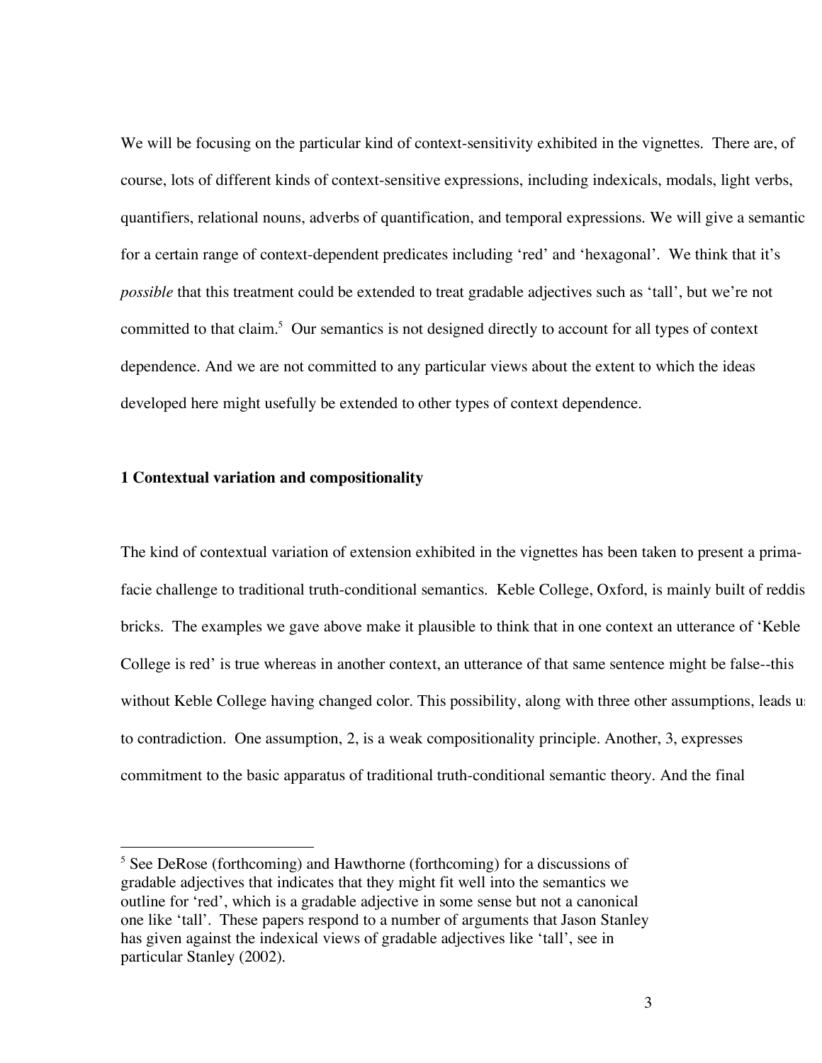We will be focusing on the particular kind of context-sensitivity exhibited in the vignettes. There are, of course, lots of different kinds of context-sensitive expressions, including indexicals, modals, light verbs, quantifiers, relational nouns, adverbs of quantification, and temporal expressions. We will give a semantic for a certain range of context-dependent predicates including 'red' and 'hexagonal'. We think that it's *possible* that this treatment could be extended to treat gradable adjectives such as 'tall', but we're not committed to that claim.[5] Our semantics is not designed directly to account for all types of context dependence. And we are not committed to any particular views about the extent to which the ideas developed here might usefully be extended to other types of context dependence.

**1 Contextual variation and compositionality**

The kind of contextual variation of extension exhibited in the vignettes has been taken to present a prima-facie challenge to traditional truth-conditional semantics. Keble College, Oxford, is mainly built of reddis bricks. The examples we gave above make it plausible to think that in one context an utterance of 'Keble College is red' is true whereas in another context, an utterance of that same sentence might be false--this without Keble College having changed color. This possibility, along with three other assumptions, leads us to contradiction. One assumption, 2, is a weak compositionality principle. Another, 3, expresses commitment to the basic apparatus of traditional truth-conditional semantic theory. And the final

[5] See DeRose (forthcoming) and Hawthorne (forthcoming) for a discussions of gradable adjectives that indicates that they might fit well into the semantics we outline for 'red', which is a gradable adjective in some sense but not a canonical one like 'tall'. These papers respond to a number of arguments that Jason Stanley has given against the indexical views of gradable adjectives like 'tall', see in particular Stanley (2002).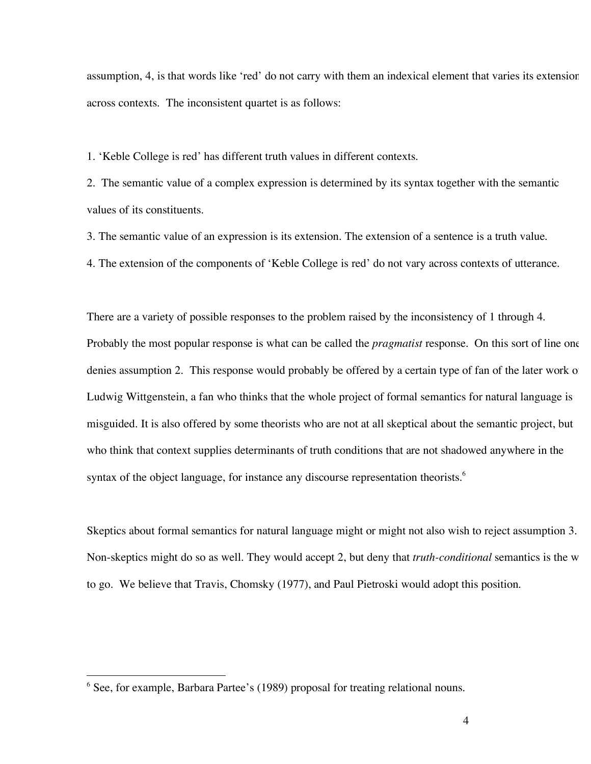assumption, 4, is that words like 'red' do not carry with them an indexical element that varies its extension across contexts. The inconsistent quartet is as follows:

1. 'Keble College is red' has different truth values in different contexts.
2. The semantic value of a complex expression is determined by its syntax together with the semantic values of its constituents.
3. The semantic value of an expression is its extension. The extension of a sentence is a truth value.
4. The extension of the components of 'Keble College is red' do not vary across contexts of utterance.

There are a variety of possible responses to the problem raised by the inconsistency of 1 through 4. Probably the most popular response is what can be called the *pragmatist* response. On this sort of line one denies assumption 2. This response would probably be offered by a certain type of fan of the later work of Ludwig Wittgenstein, a fan who thinks that the whole project of formal semantics for natural language is misguided. It is also offered by some theorists who are not at all skeptical about the semantic project, but who think that context supplies determinants of truth conditions that are not shadowed anywhere in the syntax of the object language, for instance any discourse representation theorists.[6]

Skeptics about formal semantics for natural language might or might not also wish to reject assumption 3. Non-skeptics might do so as well. They would accept 2, but deny that *truth-conditional* semantics is the way to go. We believe that Travis, Chomsky (1977), and Paul Pietroski would adopt this position.

[6] See, for example, Barbara Partee's (1989) proposal for treating relational nouns.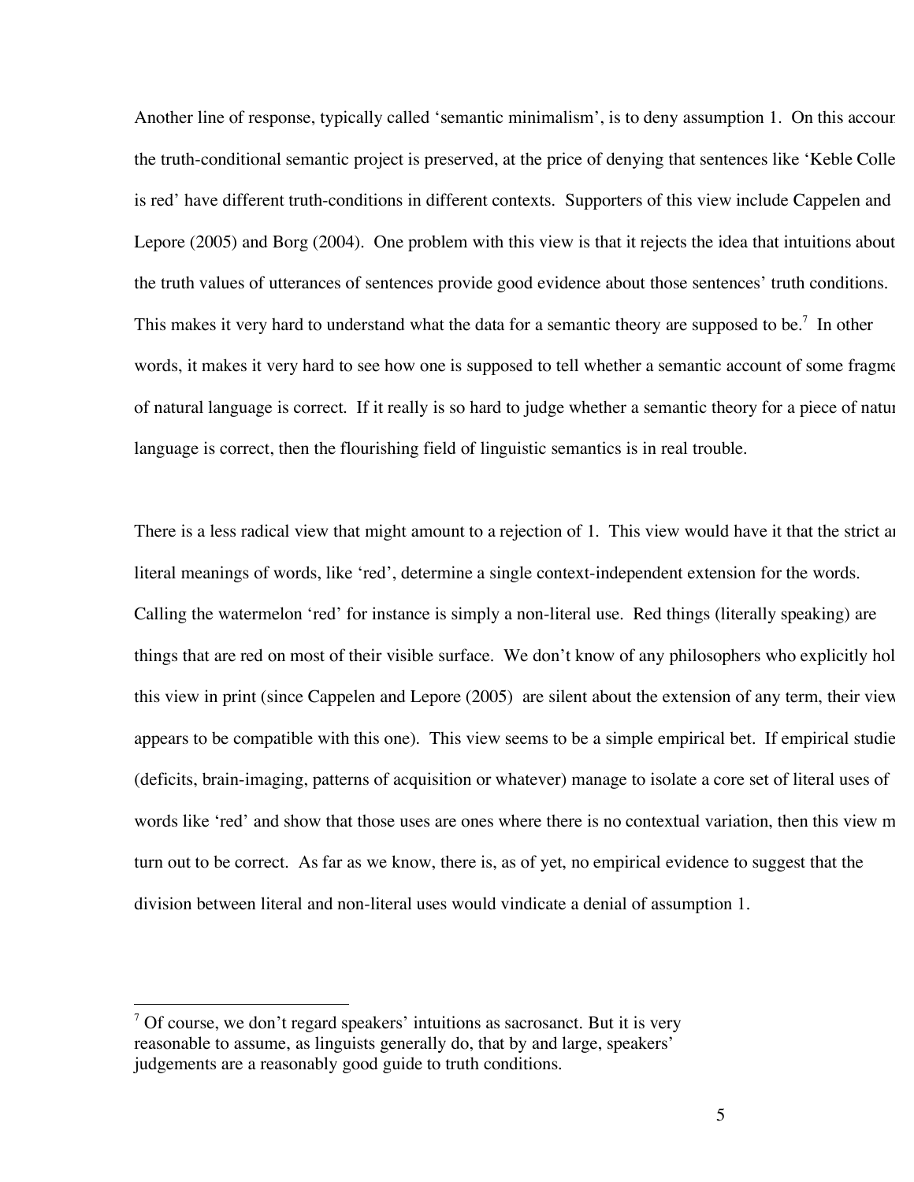Another line of response, typically called 'semantic minimalism', is to deny assumption 1. On this account the truth-conditional semantic project is preserved, at the price of denying that sentences like 'Keble College is red' have different truth-conditions in different contexts. Supporters of this view include Cappelen and Lepore (2005) and Borg (2004). One problem with this view is that it rejects the idea that intuitions about the truth values of utterances of sentences provide good evidence about those sentences' truth conditions. This makes it very hard to understand what the data for a semantic theory are supposed to be.[7] In other words, it makes it very hard to see how one is supposed to tell whether a semantic account of some fragment of natural language is correct. If it really is so hard to judge whether a semantic theory for a piece of natural language is correct, then the flourishing field of linguistic semantics is in real trouble.

There is a less radical view that might amount to a rejection of 1. This view would have it that the strict and literal meanings of words, like 'red', determine a single context-independent extension for the words. Calling the watermelon 'red' for instance is simply a non-literal use. Red things (literally speaking) are things that are red on most of their visible surface. We don't know of any philosophers who explicitly hold this view in print (since Cappelen and Lepore (2005) are silent about the extension of any term, their view appears to be compatible with this one). This view seems to be a simple empirical bet. If empirical studies (deficits, brain-imaging, patterns of acquisition or whatever) manage to isolate a core set of literal uses of words like 'red' and show that those uses are ones where there is no contextual variation, then this view may turn out to be correct. As far as we know, there is, as of yet, no empirical evidence to suggest that the division between literal and non-literal uses would vindicate a denial of assumption 1.

---

[7] Of course, we don't regard speakers' intuitions as sacrosanct. But it is very reasonable to assume, as linguists generally do, that by and large, speakers' judgements are a reasonably good guide to truth conditions.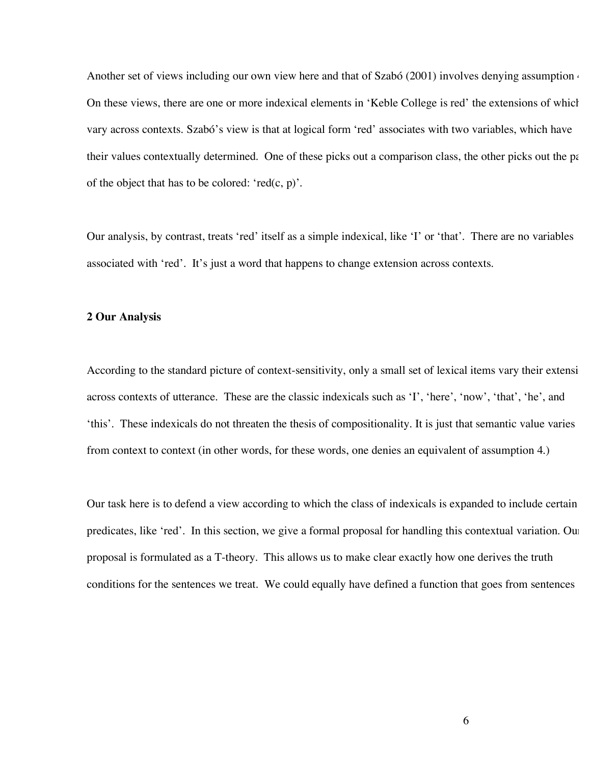Another set of views including our own view here and that of Szabó (2001) involves denying assumption 4. On these views, there are one or more indexical elements in 'Keble College is red' the extensions of which vary across contexts. Szabó's view is that at logical form 'red' associates with two variables, which have their values contextually determined. One of these picks out a comparison class, the other picks out the part of the object that has to be colored: 'red(c, p)'.

Our analysis, by contrast, treats 'red' itself as a simple indexical, like 'I' or 'that'. There are no variables associated with 'red'. It's just a word that happens to change extension across contexts.

## 2 Our Analysis

According to the standard picture of context-sensitivity, only a small set of lexical items vary their extension across contexts of utterance. These are the classic indexicals such as 'I', 'here', 'now', 'that', 'he', and 'this'. These indexicals do not threaten the thesis of compositionality. It is just that semantic value varies from context to context (in other words, for these words, one denies an equivalent of assumption 4.)

Our task here is to defend a view according to which the class of indexicals is expanded to include certain predicates, like 'red'. In this section, we give a formal proposal for handling this contextual variation. Our proposal is formulated as a T-theory. This allows us to make clear exactly how one derives the truth conditions for the sentences we treat. We could equally have defined a function that goes from sentences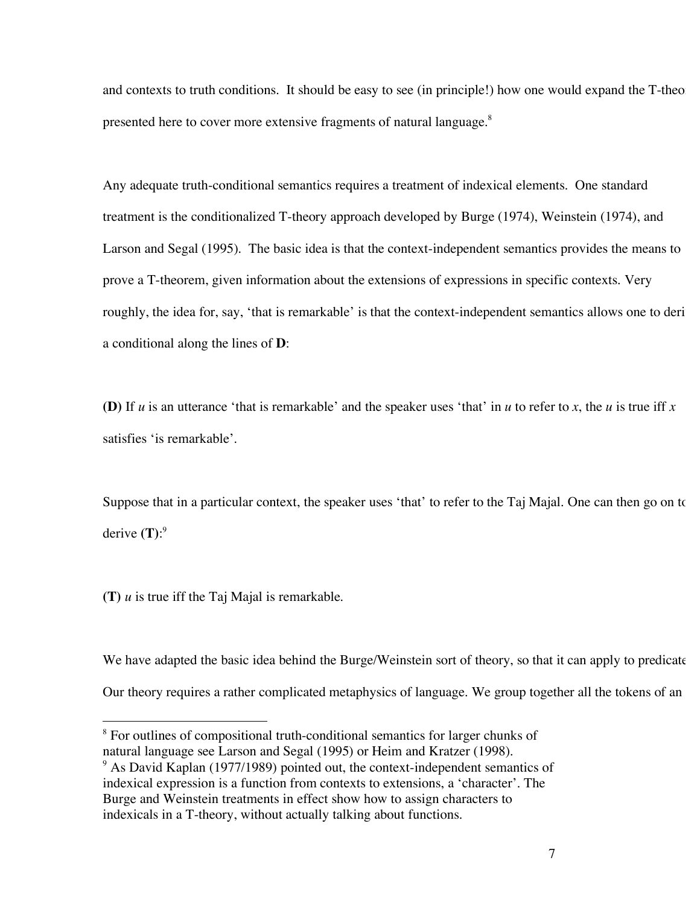and contexts to truth conditions. It should be easy to see (in principle!) how one would expand the T-theo
presented here to cover more extensive fragments of natural language.[8]

Any adequate truth-conditional semantics requires a treatment of indexical elements. One standard treatment is the conditionalized T-theory approach developed by Burge (1974), Weinstein (1974), and Larson and Segal (1995). The basic idea is that the context-independent semantics provides the means to prove a T-theorem, given information about the extensions of expressions in specific contexts. Very roughly, the idea for, say, 'that is remarkable' is that the context-independent semantics allows one to deri a conditional along the lines of **D**:

**(D)** If *u* is an utterance 'that is remarkable' and the speaker uses 'that' in *u* to refer to *x*, the *u* is true iff *x* satisfies 'is remarkable'.

Suppose that in a particular context, the speaker uses 'that' to refer to the Taj Majal. One can then go on to derive **(T)**:[9]

**(T)** *u* is true iff the Taj Majal is remarkable.

We have adapted the basic idea behind the Burge/Weinstein sort of theory, so that it can apply to predicate Our theory requires a rather complicated metaphysics of language. We group together all the tokens of an

---

[8] For outlines of compositional truth-conditional semantics for larger chunks of natural language see Larson and Segal (1995) or Heim and Kratzer (1998).

[9] As David Kaplan (1977/1989) pointed out, the context-independent semantics of indexical expression is a function from contexts to extensions, a 'character'. The Burge and Weinstein treatments in effect show how to assign characters to indexicals in a T-theory, without actually talking about functions.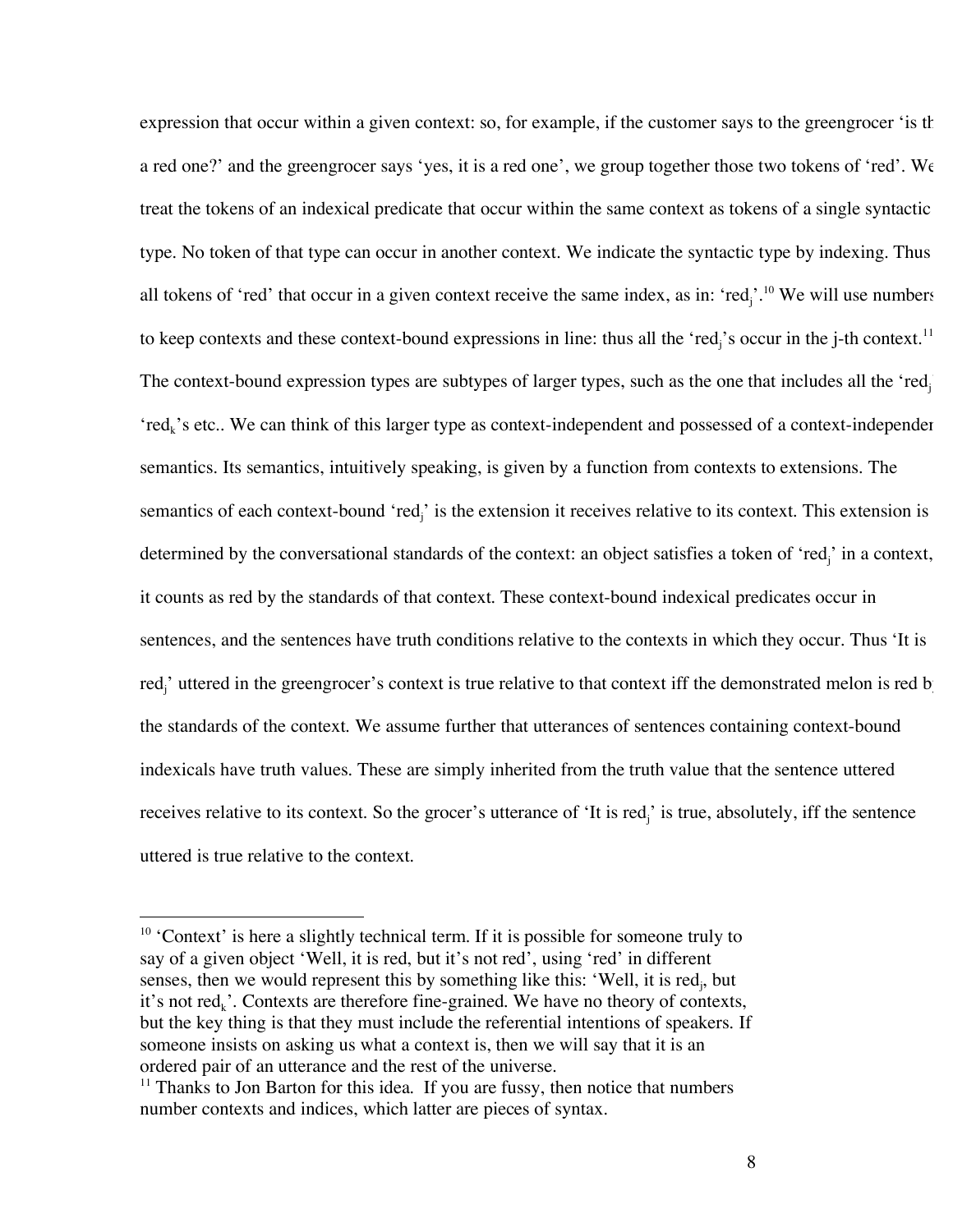expression that occur within a given context: so, for example, if the customer says to the greengrocer 'is that a red one?' and the greengrocer says 'yes, it is a red one', we group together those two tokens of 'red'. We treat the tokens of an indexical predicate that occur within the same context as tokens of a single syntactic type. No token of that type can occur in another context. We indicate the syntactic type by indexing. Thus all tokens of 'red' that occur in a given context receive the same index, as in: '$red_j$'.[10] We will use numbers to keep contexts and these context-bound expressions in line: thus all the '$red_j$'s occur in the j-th context.[11] The context-bound expression types are subtypes of larger types, such as the one that includes all the '$red_j$'s, '$red_k$'s etc.. We can think of this larger type as context-independent and possessed of a context-independent semantics. Its semantics, intuitively speaking, is given by a function from contexts to extensions. The semantics of each context-bound '$red_j$' is the extension it receives relative to its context. This extension is determined by the conversational standards of the context: an object satisfies a token of '$red_j$' in a context, iff it counts as red by the standards of that context. These context-bound indexical predicates occur in sentences, and the sentences have truth conditions relative to the contexts in which they occur. Thus 'It is $red_j$' uttered in the greengrocer's context is true relative to that context iff the demonstrated melon is red by the standards of the context. We assume further that utterances of sentences containing context-bound indexicals have truth values. These are simply inherited from the truth value that the sentence uttered receives relative to its context. So the grocer's utterance of 'It is $red_j$' is true, absolutely, iff the sentence uttered is true relative to the context.

---

[10] 'Context' is here a slightly technical term. If it is possible for someone truly to say of a given object 'Well, it is red, but it's not red', using 'red' in different senses, then we would represent this by something like this: 'Well, it is $red_j$, but it's not $red_k$'. Contexts are therefore fine-grained. We have no theory of contexts, but the key thing is that they must include the referential intentions of speakers. If someone insists on asking us what a context is, then we will say that it is an ordered pair of an utterance and the rest of the universe.

[11] Thanks to Jon Barton for this idea. If you are fussy, then notice that numbers number contexts and indices, which latter are pieces of syntax.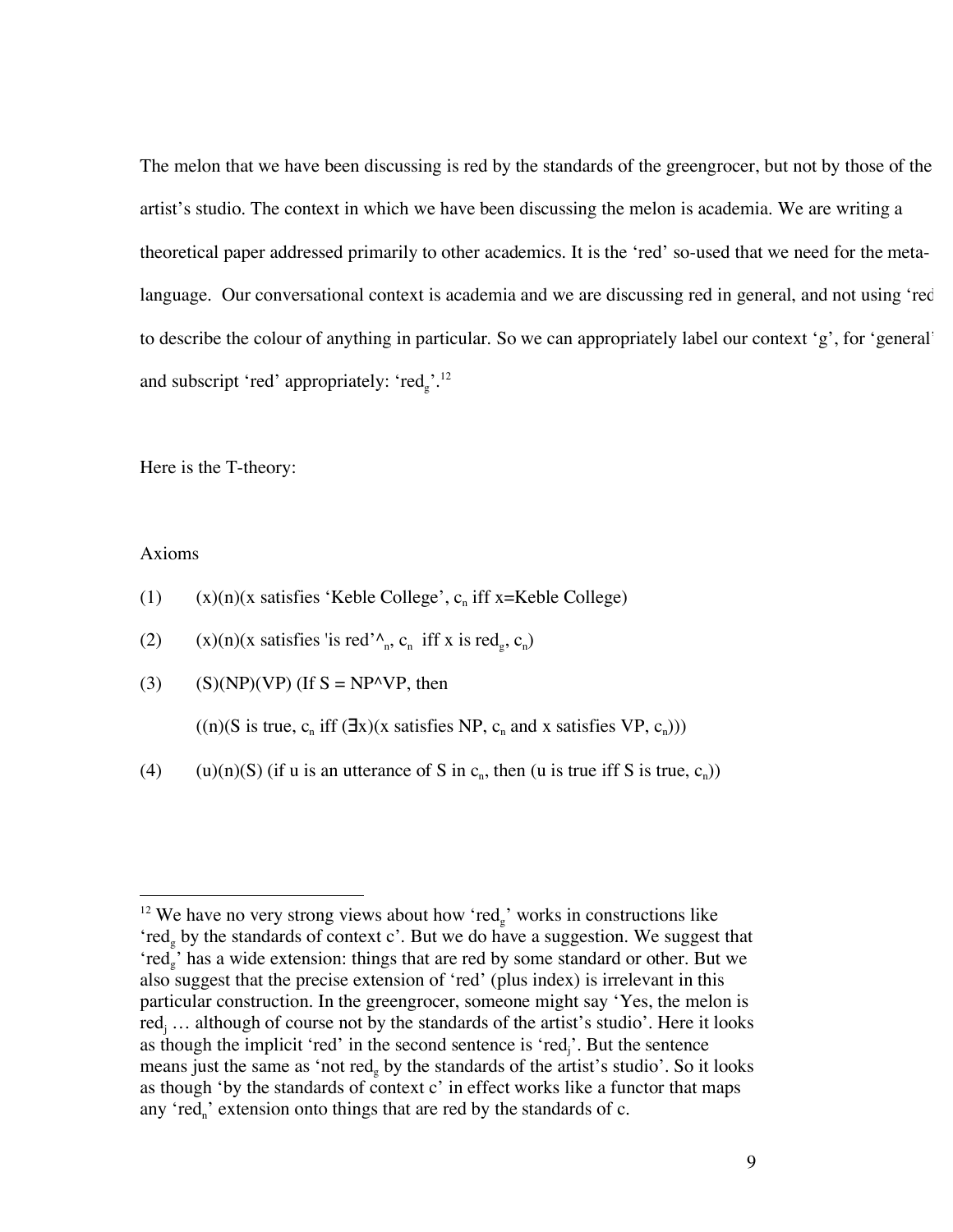The melon that we have been discussing is red by the standards of the greengrocer, but not by those of the artist's studio. The context in which we have been discussing the melon is academia. We are writing a theoretical paper addressed primarily to other academics. It is the 'red' so-used that we need for the meta-language. Our conversational context is academia and we are discussing red in general, and not using 'red' to describe the colour of anything in particular. So we can appropriately label our context 'g', for 'general' and subscript 'red' appropriately: '$red_g$'.[12]

Here is the T-theory:

Axioms

(1) (x)(n)(x satisfies 'Keble College', $c_n$ iff x=Keble College)

(2) (x)(n)(x satisfies 'is red'$^\wedge{}_n$, $c_n$ iff x is $red_g$, $c_n$)

(3) (S)(NP)(VP) (If S = NP^VP, then

((n)(S is true, $c_n$ iff (∃x)(x satisfies NP, $c_n$ and x satisfies VP, $c_n$)))

(4) (u)(n)(S) (if u is an utterance of S in $c_n$, then (u is true iff S is true, $c_n$))

---

[12] We have no very strong views about how '$red_g$' works in constructions like '$red_g$ by the standards of context c'. But we do have a suggestion. We suggest that '$red_g$' has a wide extension: things that are red by some standard or other. But we also suggest that the precise extension of 'red' (plus index) is irrelevant in this particular construction. In the greengrocer, someone might say 'Yes, the melon is $red_j$ … although of course not by the standards of the artist's studio'. Here it looks as though the implicit 'red' in the second sentence is '$red_j$'. But the sentence means just the same as 'not $red_g$ by the standards of the artist's studio'. So it looks as though 'by the standards of context c' in effect works like a functor that maps any '$red_n$' extension onto things that are red by the standards of c.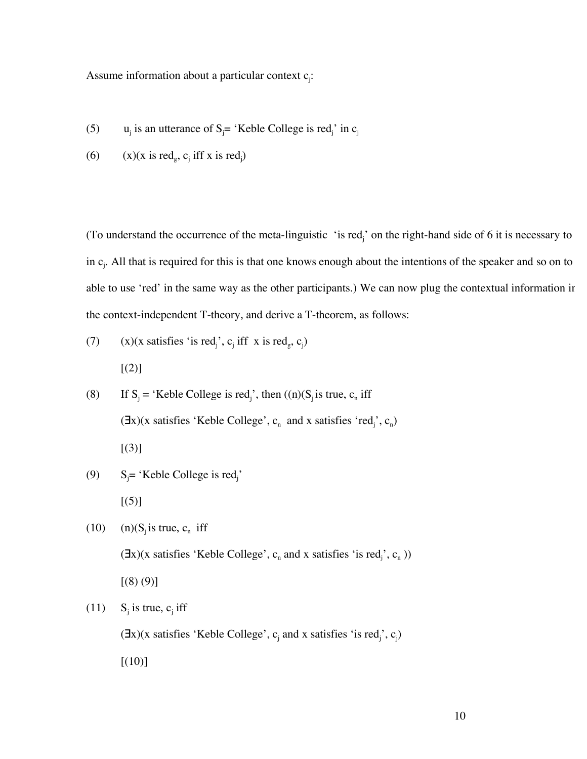Assume information about a particular context $c_j$:

(5) $u_j$ is an utterance of $S_j$= 'Keble College is $red_j$' in $c_j$

(6) (x)(x is $red_g$, $c_j$ iff x is $red_j$)

(To understand the occurrence of the meta-linguistic 'is $red_j$' on the right-hand side of 6 it is necessary to in $c_j$. All that is required for this is that one knows enough about the intentions of the speaker and so on to able to use 'red' in the same way as the other participants.) We can now plug the contextual information ir the context-independent T-theory, and derive a T-theorem, as follows:

(7) (x)(x satisfies 'is $red_j$', $c_j$ iff x is $red_g$, $c_j$)

[(2)]

(8) If $S_j$ = 'Keble College is $red_j$', then ((n)($S_j$ is true, $c_n$ iff

(∃x)(x satisfies 'Keble College', $c_n$ and x satisfies '$red_j$', $c_n$)

[(3)]

(9) $S_j$= 'Keble College is $red_j$'

[(5)]

(10) (n)($S_j$ is true, $c_n$ iff

(∃x)(x satisfies 'Keble College', $c_n$ and x satisfies 'is $red_j$', $c_n$ ))

[(8) (9)]

(11) $S_j$ is true, $c_j$ iff

(∃x)(x satisfies 'Keble College', $c_j$ and x satisfies 'is $red_j$', $c_j$)

[(10)]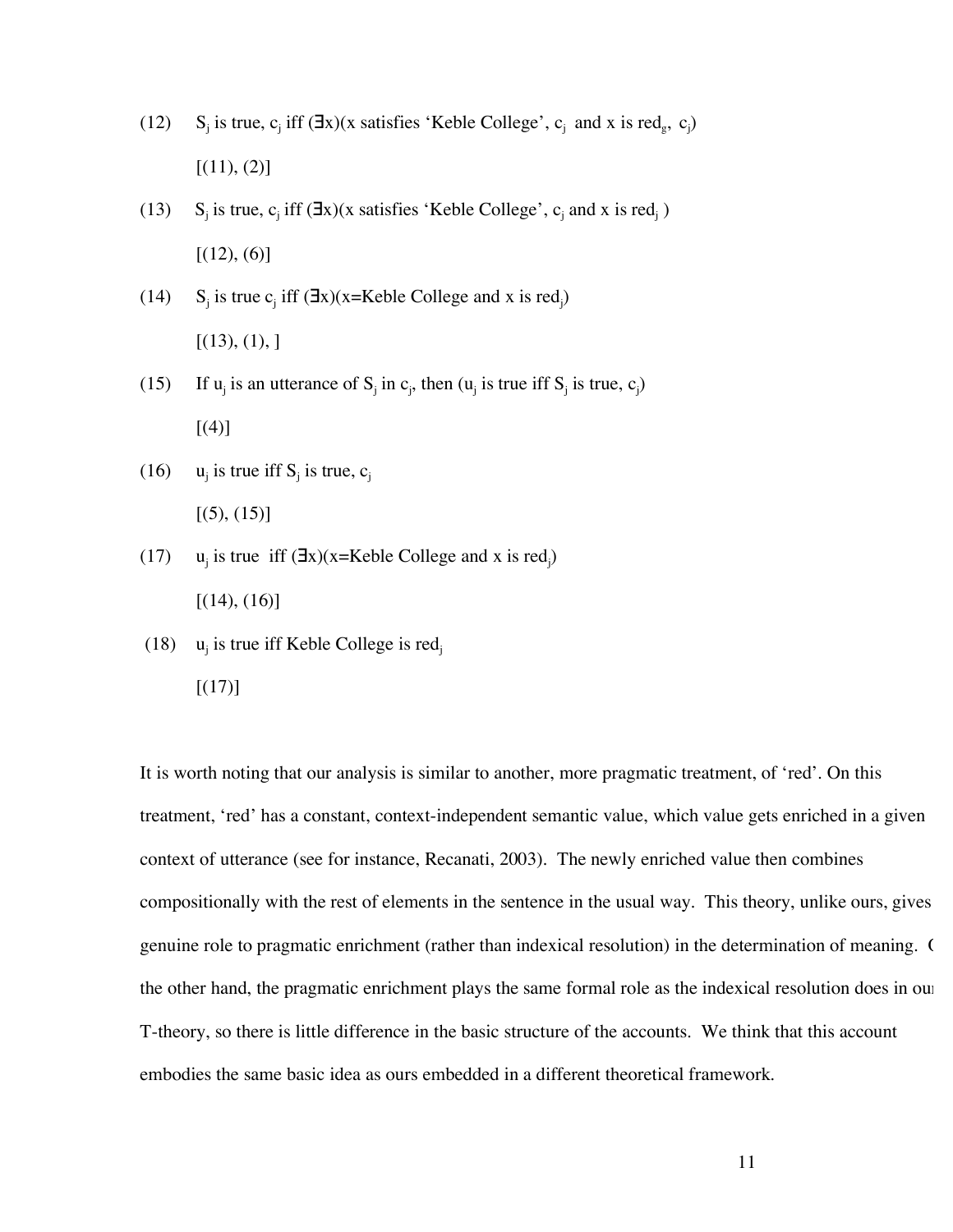(12) $S_j$ is true, $c_j$ iff (∃x)(x satisfies 'Keble College', $c_j$ and x is $red_g$, $c_j$)

[(11), (2)]

(13) $S_j$ is true, $c_j$ iff (∃x)(x satisfies 'Keble College', $c_j$ and x is $red_j$ )

[(12), (6)]

(14) $S_j$ is true $c_j$ iff (∃x)(x=Keble College and x is $red_j$)

[(13), (1), ]

(15) If $u_j$ is an utterance of $S_j$ in $c_j$, then ($u_j$ is true iff $S_j$ is true, $c_j$)

[(4)]

(16) $u_j$ is true iff $S_j$ is true, $c_j$

[(5), (15)]

(17) $u_j$ is true iff (∃x)(x=Keble College and x is $red_j$)

[(14), (16)]

(18) $u_j$ is true iff Keble College is $red_j$

[(17)]

It is worth noting that our analysis is similar to another, more pragmatic treatment, of 'red'. On this treatment, 'red' has a constant, context-independent semantic value, which value gets enriched in a given context of utterance (see for instance, Recanati, 2003). The newly enriched value then combines compositionally with the rest of elements in the sentence in the usual way. This theory, unlike ours, gives genuine role to pragmatic enrichment (rather than indexical resolution) in the determination of meaning. On the other hand, the pragmatic enrichment plays the same formal role as the indexical resolution does in our T-theory, so there is little difference in the basic structure of the accounts. We think that this account embodies the same basic idea as ours embedded in a different theoretical framework.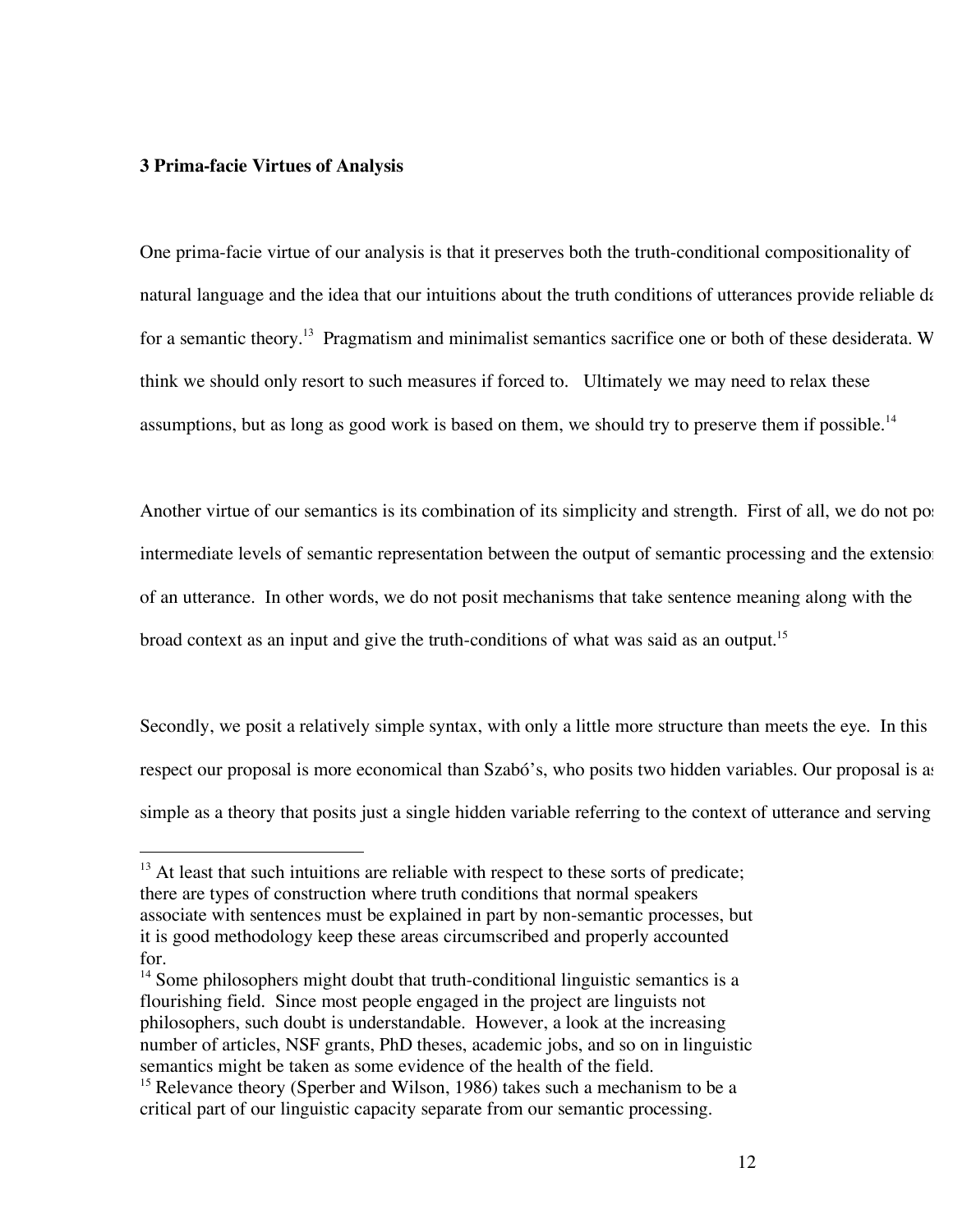**3 Prima-facie Virtues of Analysis**

One prima-facie virtue of our analysis is that it preserves both the truth-conditional compositionality of natural language and the idea that our intuitions about the truth conditions of utterances provide reliable da for a semantic theory.[13] Pragmatism and minimalist semantics sacrifice one or both of these desiderata. W think we should only resort to such measures if forced to. Ultimately we may need to relax these assumptions, but as long as good work is based on them, we should try to preserve them if possible.[14]

Another virtue of our semantics is its combination of its simplicity and strength. First of all, we do not pos intermediate levels of semantic representation between the output of semantic processing and the extensior of an utterance. In other words, we do not posit mechanisms that take sentence meaning along with the broad context as an input and give the truth-conditions of what was said as an output.[15]

Secondly, we posit a relatively simple syntax, with only a little more structure than meets the eye. In this respect our proposal is more economical than Szabó's, who posits two hidden variables. Our proposal is as simple as a theory that posits just a single hidden variable referring to the context of utterance and serving

---

[13] At least that such intuitions are reliable with respect to these sorts of predicate; there are types of construction where truth conditions that normal speakers associate with sentences must be explained in part by non-semantic processes, but it is good methodology keep these areas circumscribed and properly accounted for.

[14] Some philosophers might doubt that truth-conditional linguistic semantics is a flourishing field. Since most people engaged in the project are linguists not philosophers, such doubt is understandable. However, a look at the increasing number of articles, NSF grants, PhD theses, academic jobs, and so on in linguistic semantics might be taken as some evidence of the health of the field.

[15] Relevance theory (Sperber and Wilson, 1986) takes such a mechanism to be a critical part of our linguistic capacity separate from our semantic processing.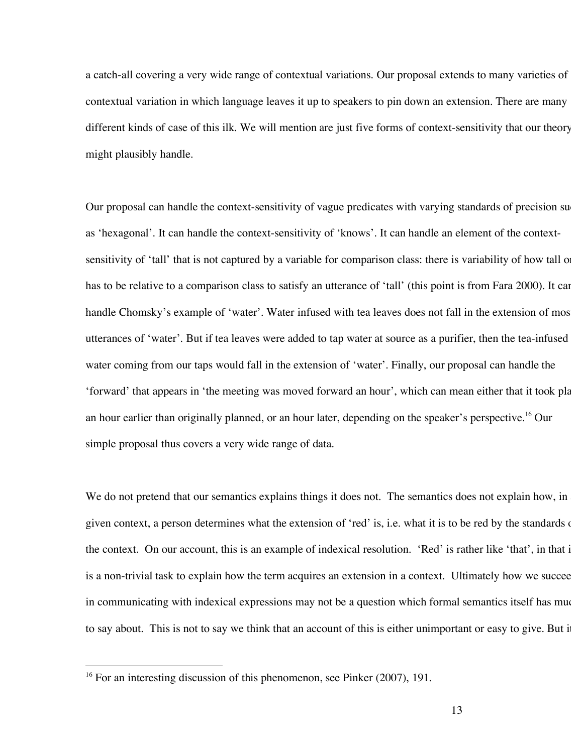a catch-all covering a very wide range of contextual variations. Our proposal extends to many varieties of contextual variation in which language leaves it up to speakers to pin down an extension. There are many different kinds of case of this ilk. We will mention are just five forms of context-sensitivity that our theory might plausibly handle.

Our proposal can handle the context-sensitivity of vague predicates with varying standards of precision such as 'hexagonal'. It can handle the context-sensitivity of 'knows'. It can handle an element of the context-sensitivity of 'tall' that is not captured by a variable for comparison class: there is variability of how tall one has to be relative to a comparison class to satisfy an utterance of 'tall' (this point is from Fara 2000). It can handle Chomsky's example of 'water'. Water infused with tea leaves does not fall in the extension of most utterances of 'water'. But if tea leaves were added to tap water at source as a purifier, then the tea-infused water coming from our taps would fall in the extension of 'water'. Finally, our proposal can handle the 'forward' that appears in 'the meeting was moved forward an hour', which can mean either that it took place an hour earlier than originally planned, or an hour later, depending on the speaker's perspective.[16] Our simple proposal thus covers a very wide range of data.

We do not pretend that our semantics explains things it does not. The semantics does not explain how, in a given context, a person determines what the extension of 'red' is, i.e. what it is to be red by the standards of the context. On our account, this is an example of indexical resolution. 'Red' is rather like 'that', in that it is a non-trivial task to explain how the term acquires an extension in a context. Ultimately how we succeed in communicating with indexical expressions may not be a question which formal semantics itself has much to say about. This is not to say we think that an account of this is either unimportant or easy to give. But it

---

[16] For an interesting discussion of this phenomenon, see Pinker (2007), 191.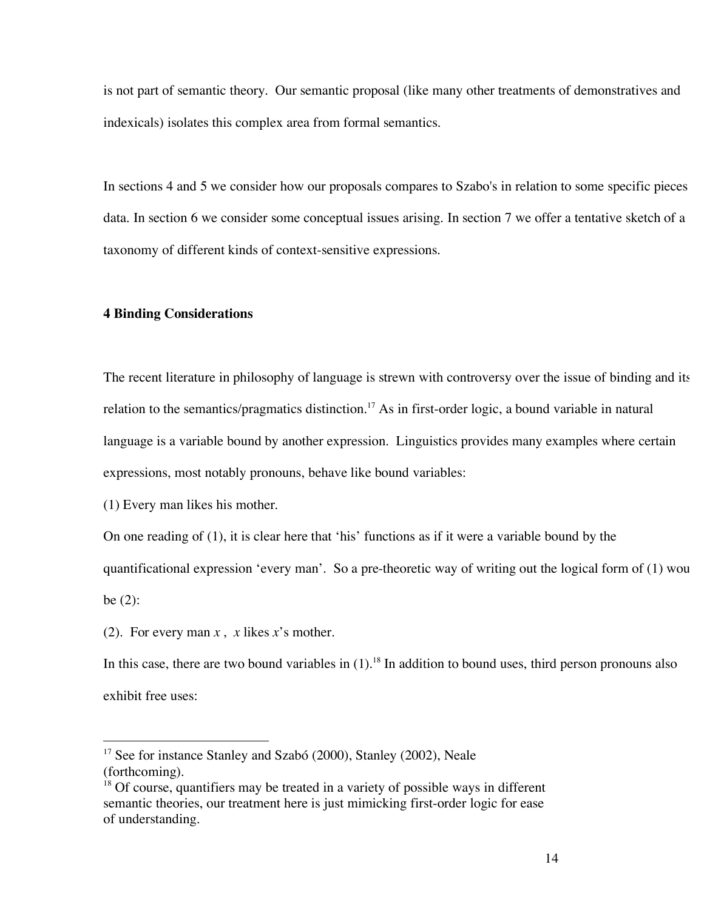is not part of semantic theory. Our semantic proposal (like many other treatments of demonstratives and indexicals) isolates this complex area from formal semantics.

In sections 4 and 5 we consider how our proposals compares to Szabo's in relation to some specific pieces data. In section 6 we consider some conceptual issues arising. In section 7 we offer a tentative sketch of a taxonomy of different kinds of context-sensitive expressions.

**4 Binding Considerations**

The recent literature in philosophy of language is strewn with controversy over the issue of binding and its relation to the semantics/pragmatics distinction.[17] As in first-order logic, a bound variable in natural language is a variable bound by another expression. Linguistics provides many examples where certain expressions, most notably pronouns, behave like bound variables:

(1) Every man likes his mother.

On one reading of (1), it is clear here that 'his' functions as if it were a variable bound by the quantificational expression 'every man'. So a pre-theoretic way of writing out the logical form of (1) wou be (2):

(2). For every man *x* , *x* likes *x*'s mother.

In this case, there are two bound variables in (1).[18] In addition to bound uses, third person pronouns also exhibit free uses:

---

[17] See for instance Stanley and Szabó (2000), Stanley (2002), Neale (forthcoming).

[18] Of course, quantifiers may be treated in a variety of possible ways in different semantic theories, our treatment here is just mimicking first-order logic for ease of understanding.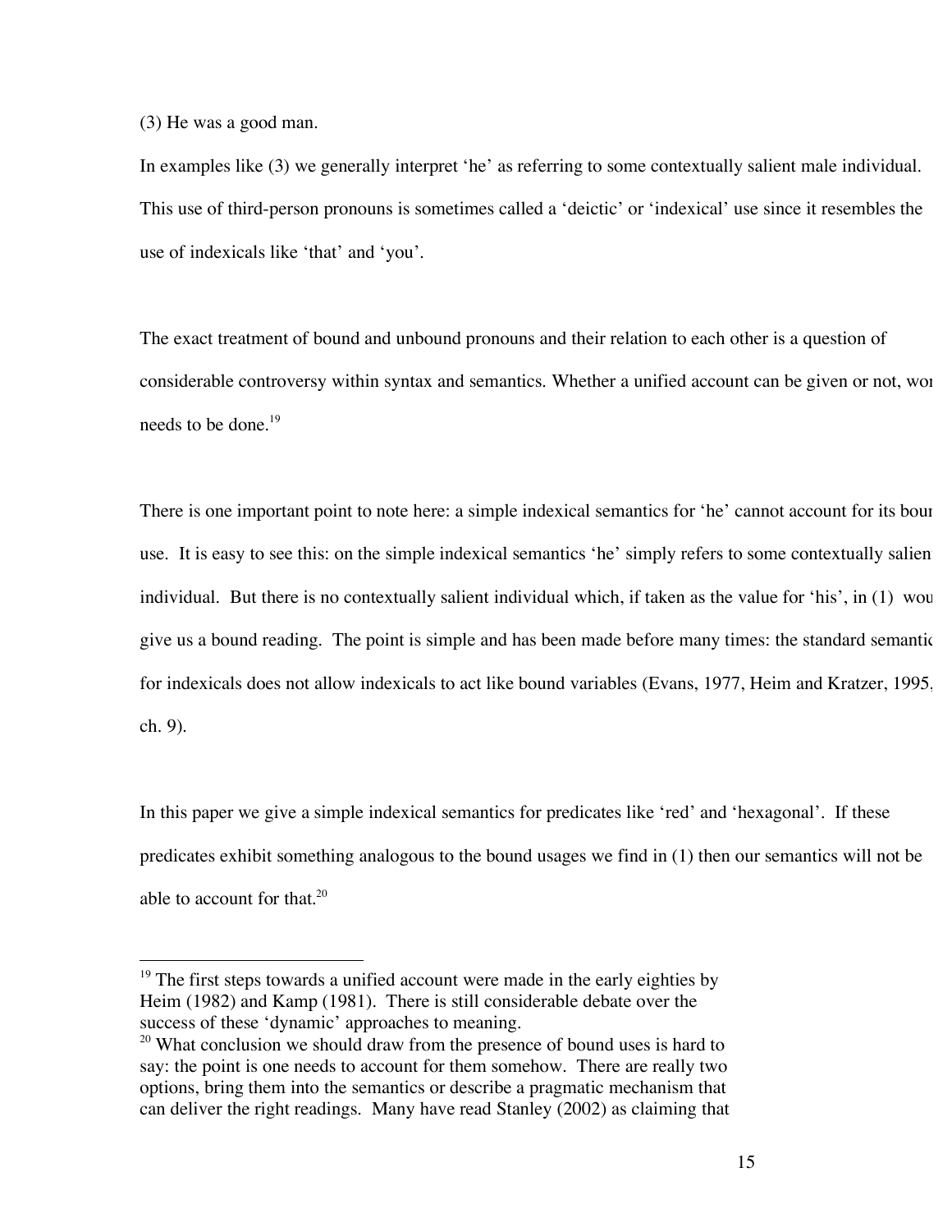(3) He was a good man.

In examples like (3) we generally interpret 'he' as referring to some contextually salient male individual. This use of third-person pronouns is sometimes called a 'deictic' or 'indexical' use since it resembles the use of indexicals like 'that' and 'you'.

The exact treatment of bound and unbound pronouns and their relation to each other is a question of considerable controversy within syntax and semantics. Whether a unified account can be given or not, work needs to be done.[19]

There is one important point to note here: a simple indexical semantics for 'he' cannot account for its bound use. It is easy to see this: on the simple indexical semantics 'he' simply refers to some contextually salient individual. But there is no contextually salient individual which, if taken as the value for 'his', in (1) would give us a bound reading. The point is simple and has been made before many times: the standard semantics for indexicals does not allow indexicals to act like bound variables (Evans, 1977, Heim and Kratzer, 1995, ch. 9).

In this paper we give a simple indexical semantics for predicates like 'red' and 'hexagonal'. If these predicates exhibit something analogous to the bound usages we find in (1) then our semantics will not be able to account for that.[20]

---

[19] The first steps towards a unified account were made in the early eighties by Heim (1982) and Kamp (1981). There is still considerable debate over the success of these 'dynamic' approaches to meaning.

[20] What conclusion we should draw from the presence of bound uses is hard to say: the point is one needs to account for them somehow. There are really two options, bring them into the semantics or describe a pragmatic mechanism that can deliver the right readings. Many have read Stanley (2002) as claiming that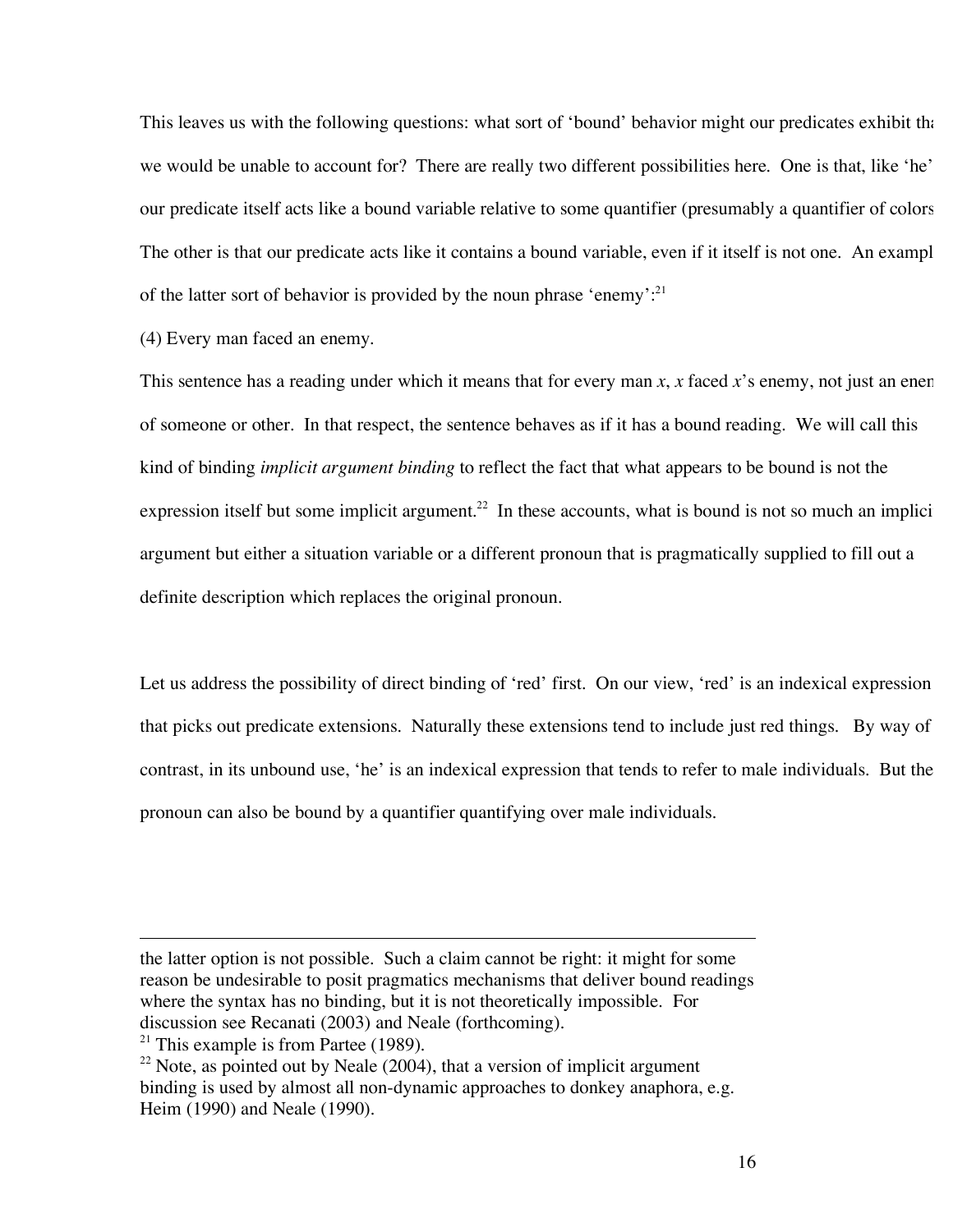This leaves us with the following questions: what sort of 'bound' behavior might our predicates exhibit that we would be unable to account for? There are really two different possibilities here. One is that, like 'he' our predicate itself acts like a bound variable relative to some quantifier (presumably a quantifier of colors). The other is that our predicate acts like it contains a bound variable, even if it itself is not one. An example of the latter sort of behavior is provided by the noun phrase 'enemy':[21]

(4) Every man faced an enemy.

This sentence has a reading under which it means that for every man *x*, *x* faced *x*'s enemy, not just an enemy of someone or other. In that respect, the sentence behaves as if it has a bound reading. We will call this kind of binding *implicit argument binding* to reflect the fact that what appears to be bound is not the expression itself but some implicit argument.[22] In these accounts, what is bound is not so much an implicit argument but either a situation variable or a different pronoun that is pragmatically supplied to fill out a definite description which replaces the original pronoun.

Let us address the possibility of direct binding of 'red' first. On our view, 'red' is an indexical expression that picks out predicate extensions. Naturally these extensions tend to include just red things. By way of contrast, in its unbound use, 'he' is an indexical expression that tends to refer to male individuals. But the pronoun can also be bound by a quantifier quantifying over male individuals.

---

the latter option is not possible. Such a claim cannot be right: it might for some reason be undesirable to posit pragmatics mechanisms that deliver bound readings where the syntax has no binding, but it is not theoretically impossible. For discussion see Recanati (2003) and Neale (forthcoming).

[21] This example is from Partee (1989).

[22] Note, as pointed out by Neale (2004), that a version of implicit argument binding is used by almost all non-dynamic approaches to donkey anaphora, e.g. Heim (1990) and Neale (1990).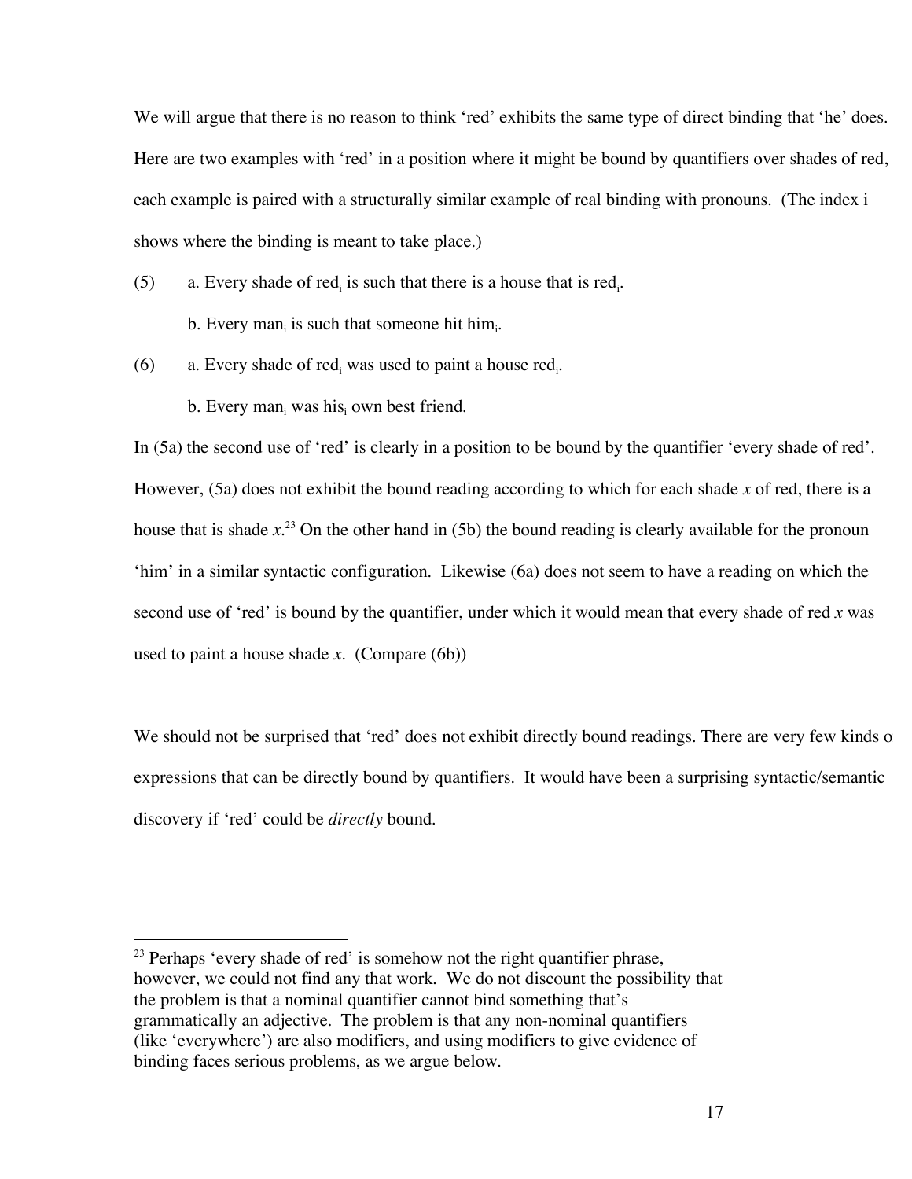We will argue that there is no reason to think 'red' exhibits the same type of direct binding that 'he' does. Here are two examples with 'red' in a position where it might be bound by quantifiers over shades of red, each example is paired with a structurally similar example of real binding with pronouns. (The index i shows where the binding is meant to take place.)

(5) a. Every shade of $red_i$ is such that there is a house that is $red_i$.

b. Every $man_i$ is such that someone hit $him_i$.

(6) a. Every shade of $red_i$ was used to paint a house $red_i$.

b. Every $man_i$ was $his_i$ own best friend.

In (5a) the second use of 'red' is clearly in a position to be bound by the quantifier 'every shade of red'. However, (5a) does not exhibit the bound reading according to which for each shade *x* of red, there is a house that is shade *x*.[23] On the other hand in (5b) the bound reading is clearly available for the pronoun 'him' in a similar syntactic configuration. Likewise (6a) does not seem to have a reading on which the second use of 'red' is bound by the quantifier, under which it would mean that every shade of red *x* was used to paint a house shade *x*. (Compare (6b))

We should not be surprised that 'red' does not exhibit directly bound readings. There are very few kinds o expressions that can be directly bound by quantifiers. It would have been a surprising syntactic/semantic discovery if 'red' could be *directly* bound.

[23] Perhaps 'every shade of red' is somehow not the right quantifier phrase, however, we could not find any that work. We do not discount the possibility that the problem is that a nominal quantifier cannot bind something that's grammatically an adjective. The problem is that any non-nominal quantifiers (like 'everywhere') are also modifiers, and using modifiers to give evidence of binding faces serious problems, as we argue below.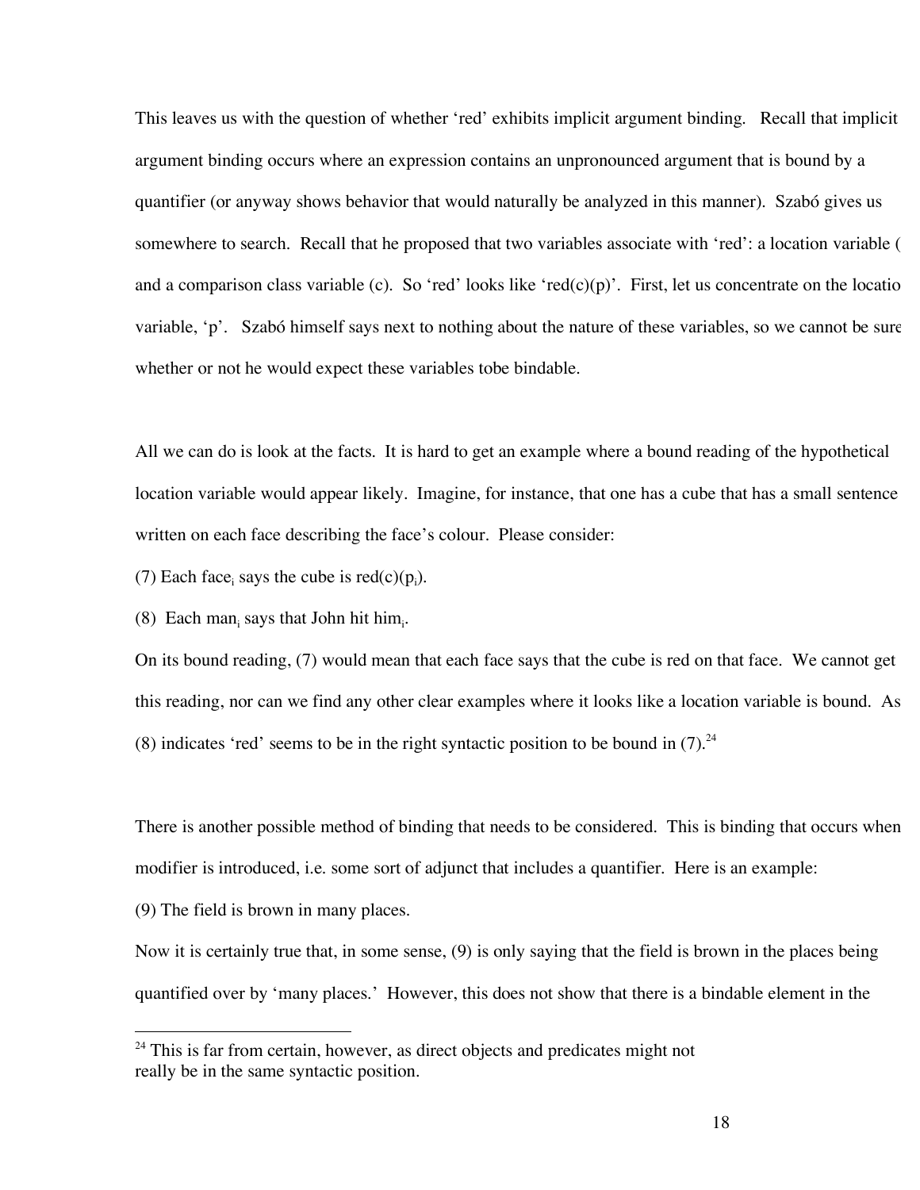This leaves us with the question of whether 'red' exhibits implicit argument binding. Recall that implicit argument binding occurs where an expression contains an unpronounced argument that is bound by a quantifier (or anyway shows behavior that would naturally be analyzed in this manner). Szabó gives us somewhere to search. Recall that he proposed that two variables associate with 'red': a location variable ( and a comparison class variable (c). So 'red' looks like 'red(c)(p)'. First, let us concentrate on the locatio variable, 'p'. Szabó himself says next to nothing about the nature of these variables, so we cannot be sure whether or not he would expect these variables tobe bindable.

All we can do is look at the facts. It is hard to get an example where a bound reading of the hypothetical location variable would appear likely. Imagine, for instance, that one has a cube that has a small sentence written on each face describing the face's colour. Please consider:

(7) Each face$_i$ says the cube is red(c)(p$_i$).

(8) Each man$_i$ says that John hit him$_i$.

On its bound reading, (7) would mean that each face says that the cube is red on that face. We cannot get this reading, nor can we find any other clear examples where it looks like a location variable is bound. As (8) indicates 'red' seems to be in the right syntactic position to be bound in (7).[24]

There is another possible method of binding that needs to be considered. This is binding that occurs when modifier is introduced, i.e. some sort of adjunct that includes a quantifier. Here is an example:

(9) The field is brown in many places.

Now it is certainly true that, in some sense, (9) is only saying that the field is brown in the places being quantified over by 'many places.' However, this does not show that there is a bindable element in the

[24] This is far from certain, however, as direct objects and predicates might not really be in the same syntactic position.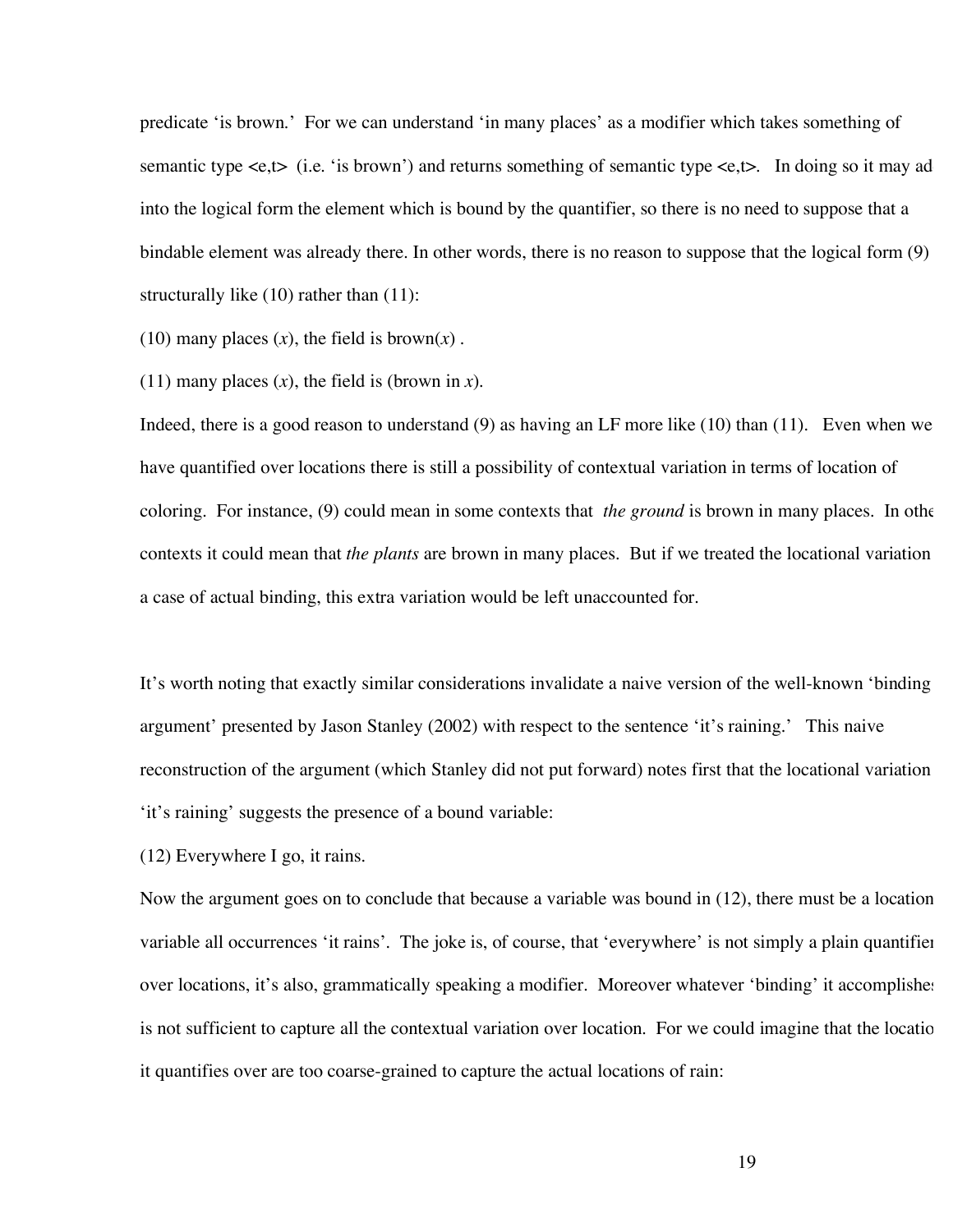predicate 'is brown.' For we can understand 'in many places' as a modifier which takes something of semantic type <e,t> (i.e. 'is brown') and returns something of semantic type <e,t>. In doing so it may ad into the logical form the element which is bound by the quantifier, so there is no need to suppose that a bindable element was already there. In other words, there is no reason to suppose that the logical form (9) structurally like (10) rather than (11):

(10) many places ($x$), the field is brown($x$) .

(11) many places ($x$), the field is (brown in $x$).

Indeed, there is a good reason to understand (9) as having an LF more like (10) than (11). Even when we have quantified over locations there is still a possibility of contextual variation in terms of location of coloring. For instance, (9) could mean in some contexts that *the ground* is brown in many places. In othe contexts it could mean that *the plants* are brown in many places. But if we treated the locational variation a case of actual binding, this extra variation would be left unaccounted for.

It's worth noting that exactly similar considerations invalidate a naive version of the well-known 'binding argument' presented by Jason Stanley (2002) with respect to the sentence 'it's raining.' This naive reconstruction of the argument (which Stanley did not put forward) notes first that the locational variation 'it's raining' suggests the presence of a bound variable:

(12) Everywhere I go, it rains.

Now the argument goes on to conclude that because a variable was bound in (12), there must be a location variable all occurrences 'it rains'. The joke is, of course, that 'everywhere' is not simply a plain quantifier over locations, it's also, grammatically speaking a modifier. Moreover whatever 'binding' it accomplishes is not sufficient to capture all the contextual variation over location. For we could imagine that the locatio it quantifies over are too coarse-grained to capture the actual locations of rain: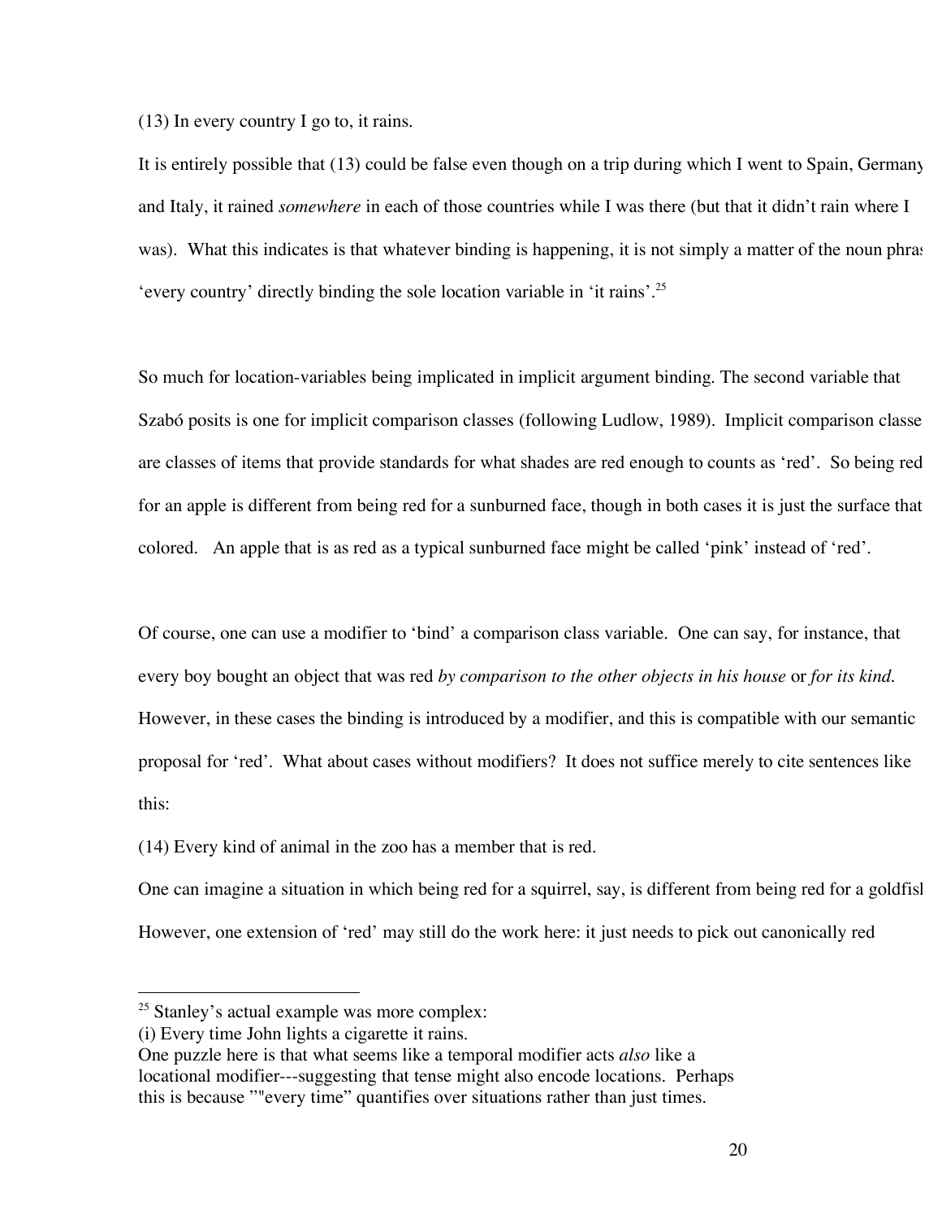(13) In every country I go to, it rains.

It is entirely possible that (13) could be false even though on a trip during which I went to Spain, Germany and Italy, it rained *somewhere* in each of those countries while I was there (but that it didn't rain where I was). What this indicates is that whatever binding is happening, it is not simply a matter of the noun phrase 'every country' directly binding the sole location variable in 'it rains'.[25]

So much for location-variables being implicated in implicit argument binding. The second variable that Szabó posits is one for implicit comparison classes (following Ludlow, 1989). Implicit comparison classes are classes of items that provide standards for what shades are red enough to counts as 'red'. So being red for an apple is different from being red for a sunburned face, though in both cases it is just the surface that colored. An apple that is as red as a typical sunburned face might be called 'pink' instead of 'red'.

Of course, one can use a modifier to 'bind' a comparison class variable. One can say, for instance, that every boy bought an object that was red *by comparison to the other objects in his house* or *for its kind.* However, in these cases the binding is introduced by a modifier, and this is compatible with our semantic proposal for 'red'. What about cases without modifiers? It does not suffice merely to cite sentences like this:

(14) Every kind of animal in the zoo has a member that is red.

One can imagine a situation in which being red for a squirrel, say, is different from being red for a goldfish. However, one extension of 'red' may still do the work here: it just needs to pick out canonically red

---

[25] Stanley's actual example was more complex:
(i) Every time John lights a cigarette it rains.
One puzzle here is that what seems like a temporal modifier acts *also* like a locational modifier---suggesting that tense might also encode locations. Perhaps this is because ""every time" quantifies over situations rather than just times.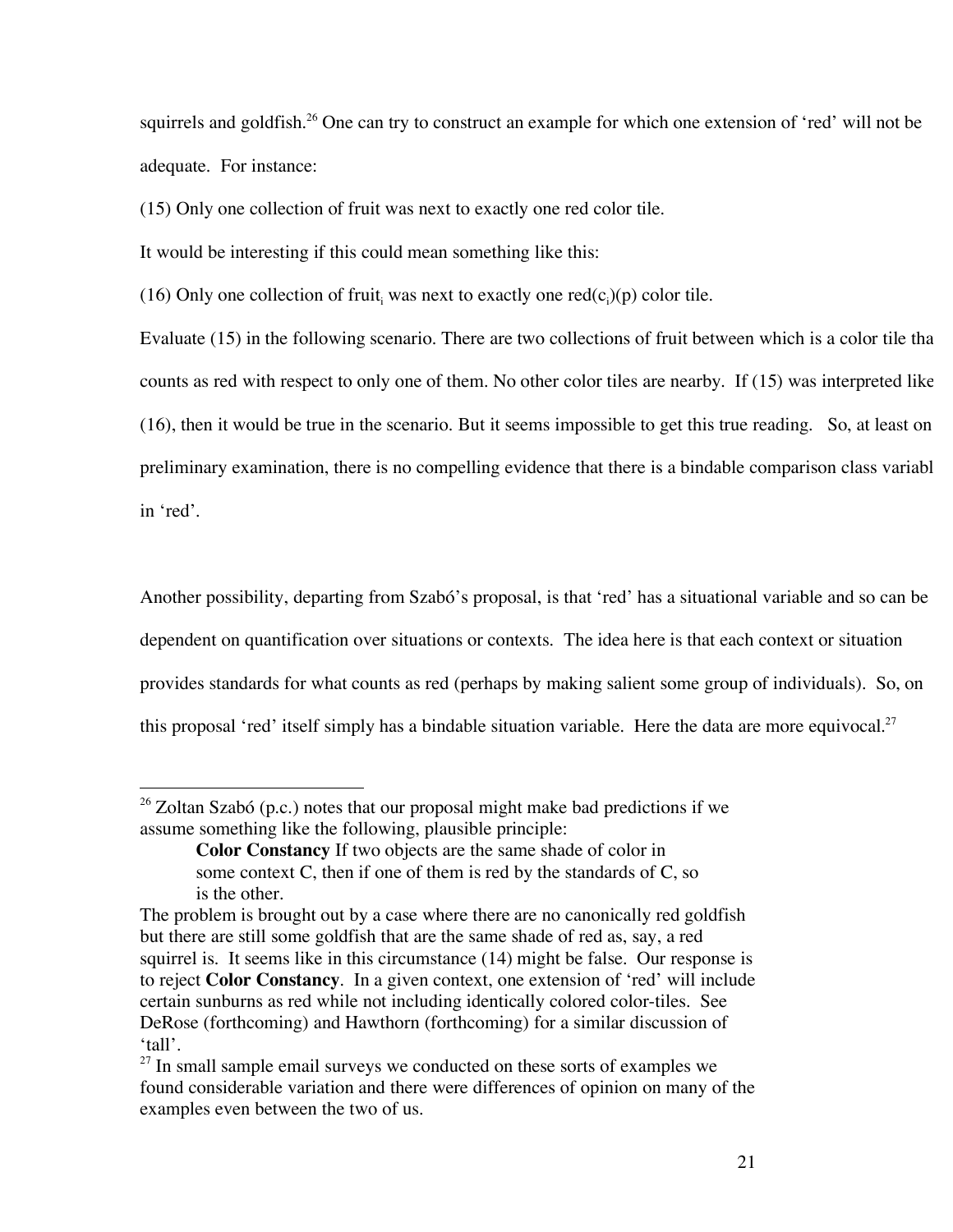squirrels and goldfish.[26] One can try to construct an example for which one extension of 'red' will not be adequate. For instance:

(15) Only one collection of fruit was next to exactly one red color tile.

It would be interesting if this could mean something like this:

(16) Only one collection of $\text{fruit}_i$ was next to exactly one $\text{red}(c_i)(p)$ color tile.

Evaluate (15) in the following scenario. There are two collections of fruit between which is a color tile tha counts as red with respect to only one of them. No other color tiles are nearby. If (15) was interpreted like (16), then it would be true in the scenario. But it seems impossible to get this true reading. So, at least on preliminary examination, there is no compelling evidence that there is a bindable comparison class variabl in 'red'.

Another possibility, departing from Szabó's proposal, is that 'red' has a situational variable and so can be dependent on quantification over situations or contexts. The idea here is that each context or situation provides standards for what counts as red (perhaps by making salient some group of individuals). So, on this proposal 'red' itself simply has a bindable situation variable. Here the data are more equivocal.[27]

---

[26] Zoltan Szabó (p.c.) notes that our proposal might make bad predictions if we assume something like the following, plausible principle:

> **Color Constancy** If two objects are the same shade of color in some context C, then if one of them is red by the standards of C, so is the other.

The problem is brought out by a case where there are no canonically red goldfish but there are still some goldfish that are the same shade of red as, say, a red squirrel is. It seems like in this circumstance (14) might be false. Our response is to reject **Color Constancy**. In a given context, one extension of 'red' will include certain sunburns as red while not including identically colored color-tiles. See DeRose (forthcoming) and Hawthorn (forthcoming) for a similar discussion of 'tall'.

[27] In small sample email surveys we conducted on these sorts of examples we found considerable variation and there were differences of opinion on many of the examples even between the two of us.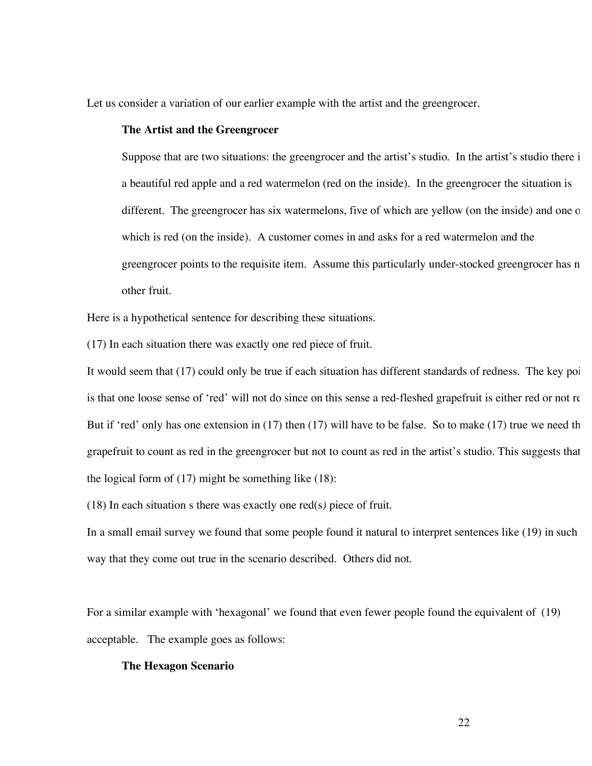Let us consider a variation of our earlier example with the artist and the greengrocer.

> **The Artist and the Greengrocer**
>
> Suppose that are two situations: the greengrocer and the artist's studio. In the artist's studio there i a beautiful red apple and a red watermelon (red on the inside). In the greengrocer the situation is different. The greengrocer has six watermelons, five of which are yellow (on the inside) and one o which is red (on the inside). A customer comes in and asks for a red watermelon and the greengrocer points to the requisite item. Assume this particularly under-stocked greengrocer has n other fruit.

Here is a hypothetical sentence for describing these situations.

(17) In each situation there was exactly one red piece of fruit.

It would seem that (17) could only be true if each situation has different standards of redness. The key poi is that one loose sense of 'red' will not do since on this sense a red-fleshed grapefruit is either red or not re But if 'red' only has one extension in (17) then (17) will have to be false. So to make (17) true we need th grapefruit to count as red in the greengrocer but not to count as red in the artist's studio. This suggests that the logical form of (17) might be something like (18):

(18) In each situation s there was exactly one red(s*)* piece of fruit.

In a small email survey we found that some people found it natural to interpret sentences like (19) in such way that they come out true in the scenario described. Others did not.

For a similar example with 'hexagonal' we found that even fewer people found the equivalent of (19) acceptable. The example goes as follows:

> **The Hexagon Scenario**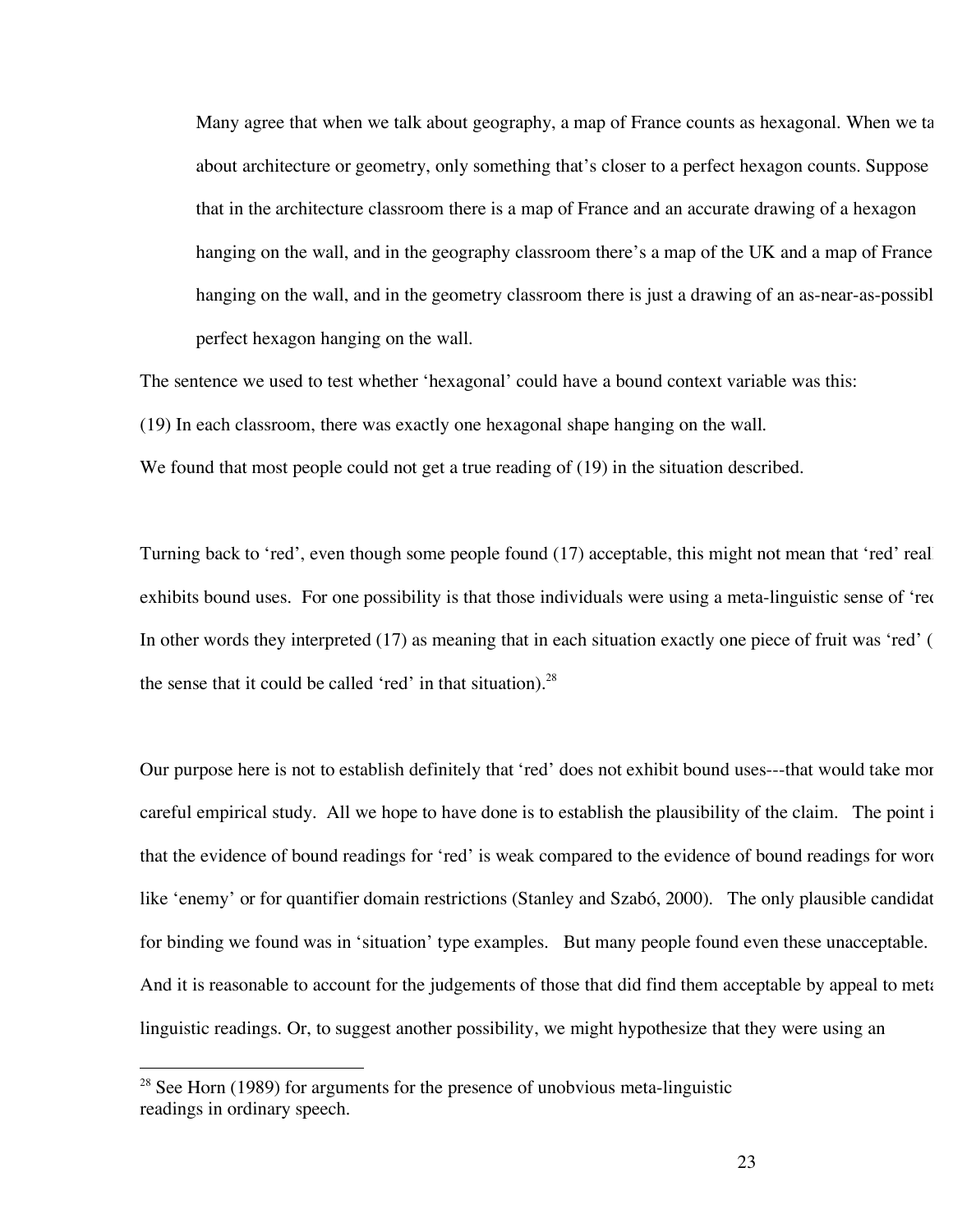> Many agree that when we talk about geography, a map of France counts as hexagonal. When we ta about architecture or geometry, only something that's closer to a perfect hexagon counts. Suppose that in the architecture classroom there is a map of France and an accurate drawing of a hexagon hanging on the wall, and in the geography classroom there's a map of the UK and a map of France hanging on the wall, and in the geometry classroom there is just a drawing of an as-near-as-possibl perfect hexagon hanging on the wall.

The sentence we used to test whether 'hexagonal' could have a bound context variable was this:

(19) In each classroom, there was exactly one hexagonal shape hanging on the wall.

We found that most people could not get a true reading of (19) in the situation described.

Turning back to 'red', even though some people found (17) acceptable, this might not mean that 'red' real exhibits bound uses. For one possibility is that those individuals were using a meta-linguistic sense of 'rec In other words they interpreted (17) as meaning that in each situation exactly one piece of fruit was 'red' ( the sense that it could be called 'red' in that situation).[28]

Our purpose here is not to establish definitely that 'red' does not exhibit bound uses---that would take mor careful empirical study. All we hope to have done is to establish the plausibility of the claim. The point i that the evidence of bound readings for 'red' is weak compared to the evidence of bound readings for word like 'enemy' or for quantifier domain restrictions (Stanley and Szabó, 2000). The only plausible candidat for binding we found was in 'situation' type examples. But many people found even these unacceptable. And it is reasonable to account for the judgements of those that did find them acceptable by appeal to meta linguistic readings. Or, to suggest another possibility, we might hypothesize that they were using an

---

[28] See Horn (1989) for arguments for the presence of unobvious meta-linguistic readings in ordinary speech.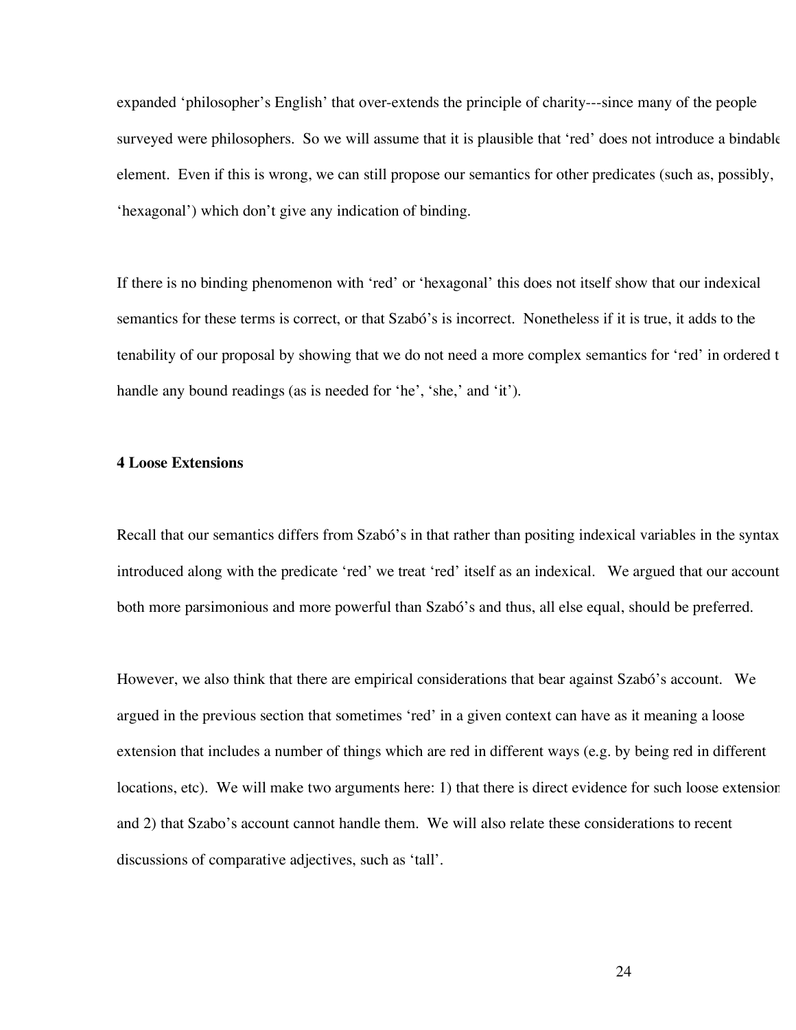expanded 'philosopher's English' that over-extends the principle of charity---since many of the people surveyed were philosophers. So we will assume that it is plausible that 'red' does not introduce a bindable element. Even if this is wrong, we can still propose our semantics for other predicates (such as, possibly, 'hexagonal') which don't give any indication of binding.

If there is no binding phenomenon with 'red' or 'hexagonal' this does not itself show that our indexical semantics for these terms is correct, or that Szabó's is incorrect. Nonetheless if it is true, it adds to the tenability of our proposal by showing that we do not need a more complex semantics for 'red' in ordered t handle any bound readings (as is needed for 'he', 'she,' and 'it').

**4 Loose Extensions**

Recall that our semantics differs from Szabó's in that rather than positing indexical variables in the syntax introduced along with the predicate 'red' we treat 'red' itself as an indexical. We argued that our account both more parsimonious and more powerful than Szabó's and thus, all else equal, should be preferred.

However, we also think that there are empirical considerations that bear against Szabó's account. We argued in the previous section that sometimes 'red' in a given context can have as it meaning a loose extension that includes a number of things which are red in different ways (e.g. by being red in different locations, etc). We will make two arguments here: 1) that there is direct evidence for such loose extension and 2) that Szabo's account cannot handle them. We will also relate these considerations to recent discussions of comparative adjectives, such as 'tall'.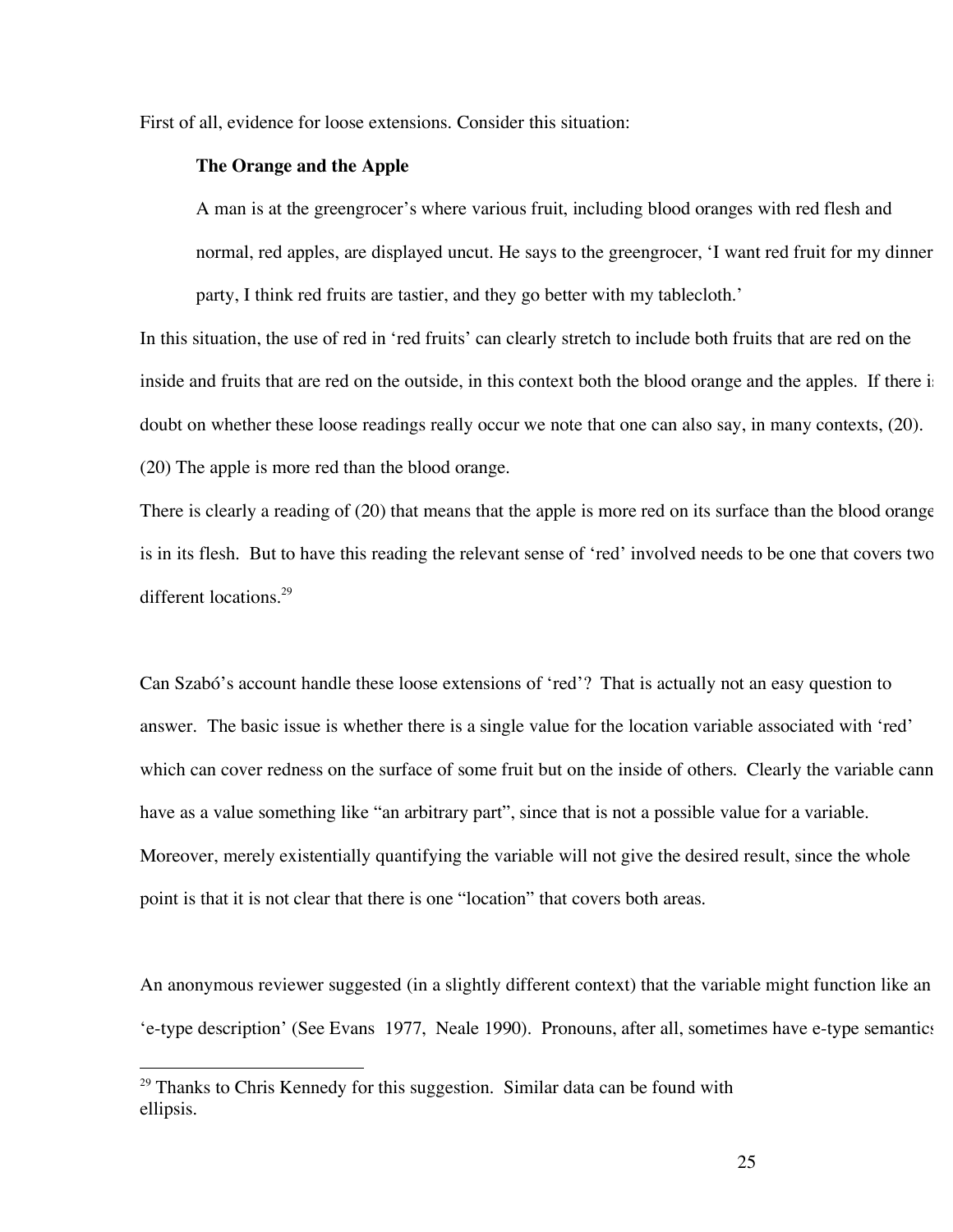First of all, evidence for loose extensions. Consider this situation:

> **The Orange and the Apple**
>
> A man is at the greengrocer's where various fruit, including blood oranges with red flesh and normal, red apples, are displayed uncut. He says to the greengrocer, 'I want red fruit for my dinner party, I think red fruits are tastier, and they go better with my tablecloth.'

In this situation, the use of red in 'red fruits' can clearly stretch to include both fruits that are red on the inside and fruits that are red on the outside, in this context both the blood orange and the apples. If there is doubt on whether these loose readings really occur we note that one can also say, in many contexts, (20).

(20) The apple is more red than the blood orange.

There is clearly a reading of (20) that means that the apple is more red on its surface than the blood orange is in its flesh. But to have this reading the relevant sense of 'red' involved needs to be one that covers two different locations.[29]

Can Szabó's account handle these loose extensions of 'red'? That is actually not an easy question to answer. The basic issue is whether there is a single value for the location variable associated with 'red' which can cover redness on the surface of some fruit but on the inside of others. Clearly the variable cannot have as a value something like "an arbitrary part", since that is not a possible value for a variable. Moreover, merely existentially quantifying the variable will not give the desired result, since the whole point is that it is not clear that there is one "location" that covers both areas.

An anonymous reviewer suggested (in a slightly different context) that the variable might function like an 'e-type description' (See Evans 1977, Neale 1990). Pronouns, after all, sometimes have e-type semantics

---

[29] Thanks to Chris Kennedy for this suggestion. Similar data can be found with ellipsis.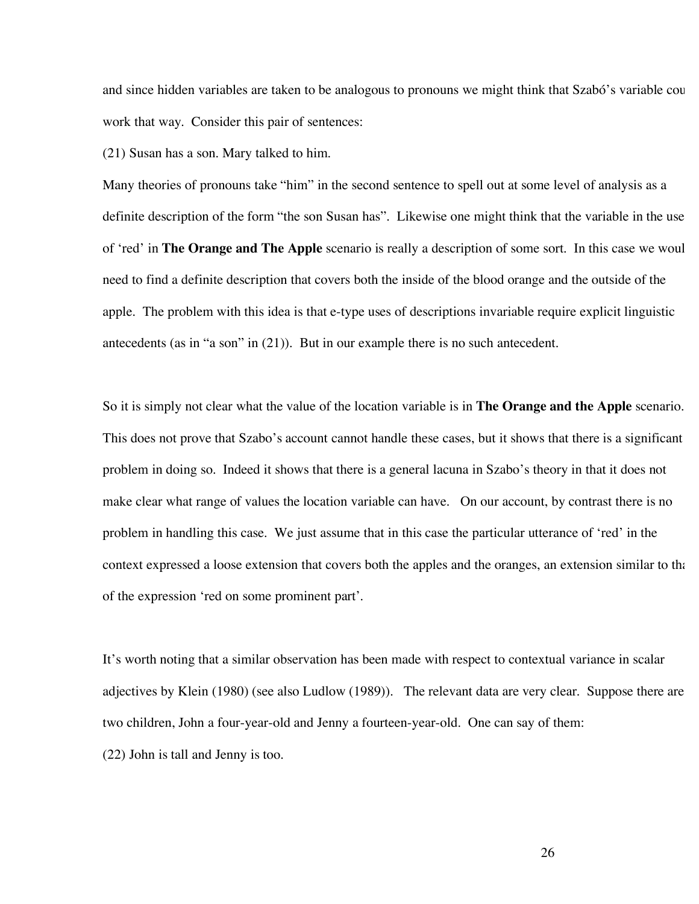and since hidden variables are taken to be analogous to pronouns we might think that Szabó's variable cou work that way. Consider this pair of sentences:

(21) Susan has a son. Mary talked to him.

Many theories of pronouns take "him" in the second sentence to spell out at some level of analysis as a definite description of the form "the son Susan has". Likewise one might think that the variable in the use of 'red' in **The Orange and The Apple** scenario is really a description of some sort. In this case we woul need to find a definite description that covers both the inside of the blood orange and the outside of the apple. The problem with this idea is that e-type uses of descriptions invariable require explicit linguistic antecedents (as in "a son" in (21)). But in our example there is no such antecedent.

So it is simply not clear what the value of the location variable is in **The Orange and the Apple** scenario. This does not prove that Szabo's account cannot handle these cases, but it shows that there is a significant problem in doing so. Indeed it shows that there is a general lacuna in Szabo's theory in that it does not make clear what range of values the location variable can have. On our account, by contrast there is no problem in handling this case. We just assume that in this case the particular utterance of 'red' in the context expressed a loose extension that covers both the apples and the oranges, an extension similar to tha of the expression 'red on some prominent part'.

It's worth noting that a similar observation has been made with respect to contextual variance in scalar adjectives by Klein (1980) (see also Ludlow (1989)). The relevant data are very clear. Suppose there are two children, John a four-year-old and Jenny a fourteen-year-old. One can say of them:

(22) John is tall and Jenny is too.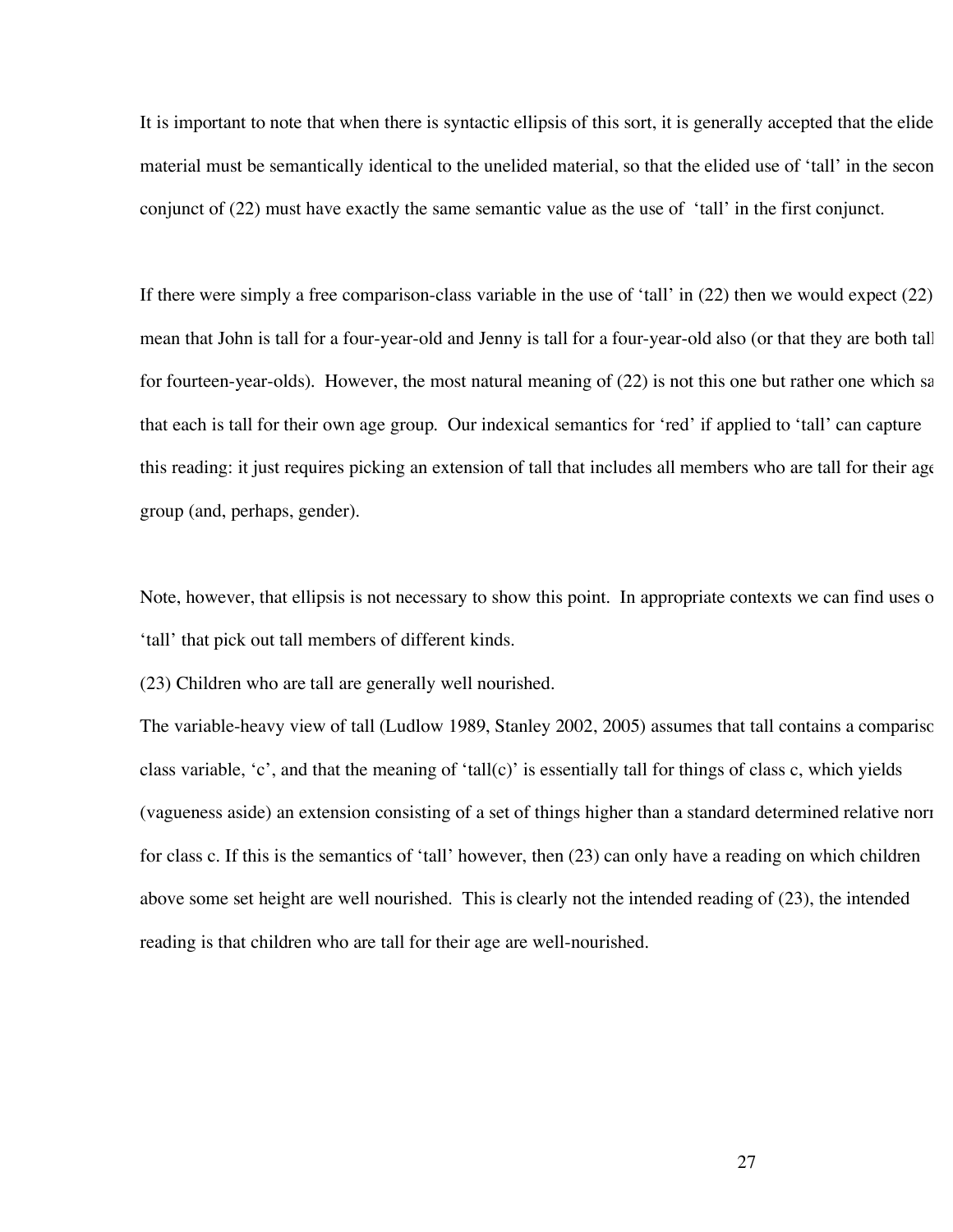It is important to note that when there is syntactic ellipsis of this sort, it is generally accepted that the elided material must be semantically identical to the unelided material, so that the elided use of 'tall' in the second conjunct of (22) must have exactly the same semantic value as the use of 'tall' in the first conjunct.

If there were simply a free comparison-class variable in the use of 'tall' in (22) then we would expect (22) to mean that John is tall for a four-year-old and Jenny is tall for a four-year-old also (or that they are both tall for fourteen-year-olds). However, the most natural meaning of (22) is not this one but rather one which says that each is tall for their own age group. Our indexical semantics for 'red' if applied to 'tall' can capture this reading: it just requires picking an extension of tall that includes all members who are tall for their age group (and, perhaps, gender).

Note, however, that ellipsis is not necessary to show this point. In appropriate contexts we can find uses of 'tall' that pick out tall members of different kinds.

(23) Children who are tall are generally well nourished.

The variable-heavy view of tall (Ludlow 1989, Stanley 2002, 2005) assumes that tall contains a comparison class variable, 'c', and that the meaning of 'tall(c)' is essentially tall for things of class c, which yields (vagueness aside) an extension consisting of a set of things higher than a standard determined relative norm for class c. If this is the semantics of 'tall' however, then (23) can only have a reading on which children above some set height are well nourished. This is clearly not the intended reading of (23), the intended reading is that children who are tall for their age are well-nourished.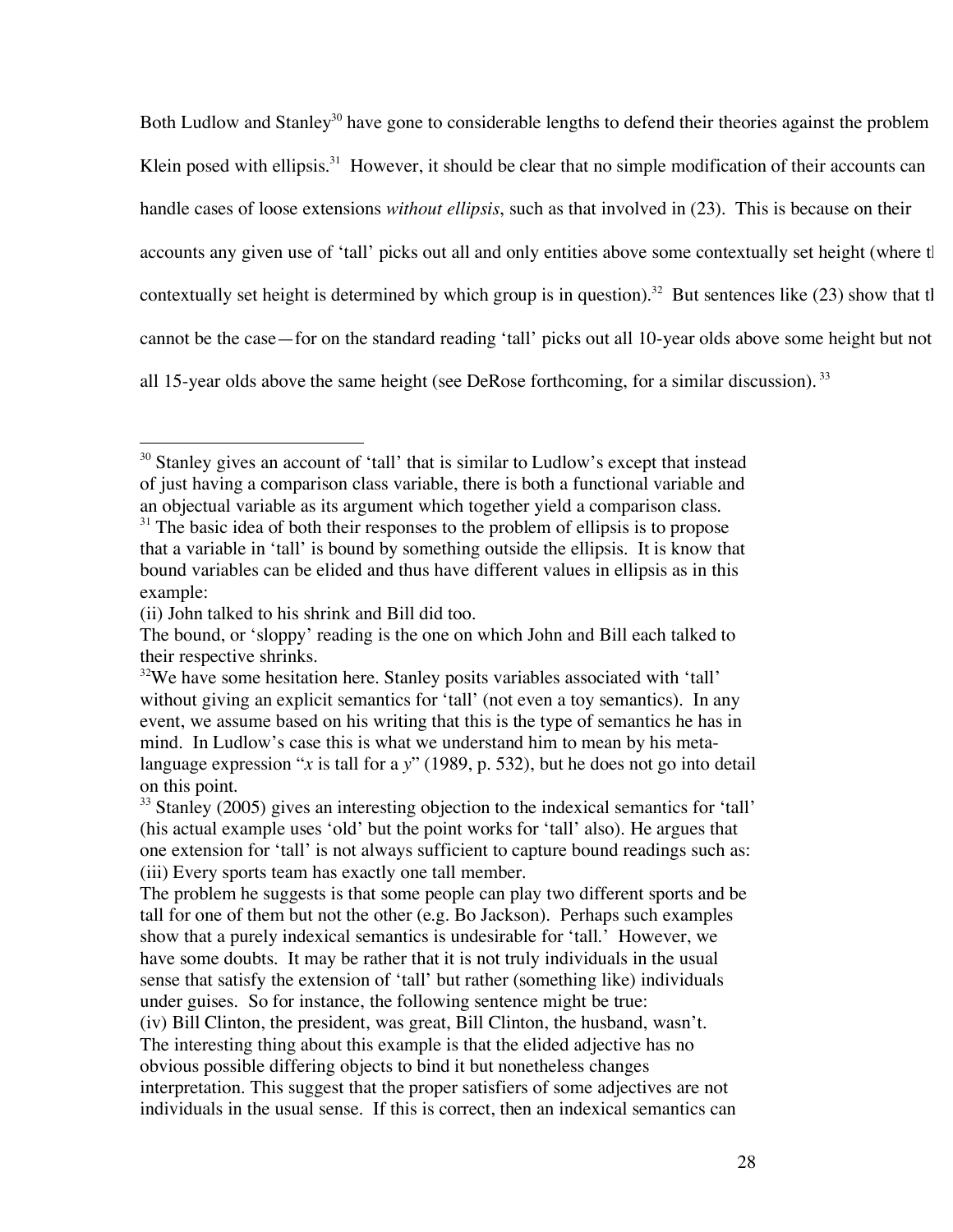Both Ludlow and Stanley[30] have gone to considerable lengths to defend their theories against the problem Klein posed with ellipsis.[31] However, it should be clear that no simple modification of their accounts can handle cases of loose extensions *without ellipsis*, such as that involved in (23). This is because on their accounts any given use of 'tall' picks out all and only entities above some contextually set height (where the contextually set height is determined by which group is in question).[32] But sentences like (23) show that this cannot be the case—for on the standard reading 'tall' picks out all 10-year olds above some height but not all 15-year olds above the same height (see DeRose forthcoming, for a similar discussion).[33]

---

[30] Stanley gives an account of 'tall' that is similar to Ludlow's except that instead of just having a comparison class variable, there is both a functional variable and an objectual variable as its argument which together yield a comparison class.

[31] The basic idea of both their responses to the problem of ellipsis is to propose that a variable in 'tall' is bound by something outside the ellipsis. It is know that bound variables can be elided and thus have different values in ellipsis as in this example:

(ii) John talked to his shrink and Bill did too.

The bound, or 'sloppy' reading is the one on which John and Bill each talked to their respective shrinks.

[32] We have some hesitation here. Stanley posits variables associated with 'tall' without giving an explicit semantics for 'tall' (not even a toy semantics). In any event, we assume based on his writing that this is the type of semantics he has in mind. In Ludlow's case this is what we understand him to mean by his meta-language expression "*x* is tall for a *y*" (1989, p. 532), but he does not go into detail on this point.

[33] Stanley (2005) gives an interesting objection to the indexical semantics for 'tall' (his actual example uses 'old' but the point works for 'tall' also). He argues that one extension for 'tall' is not always sufficient to capture bound readings such as:

(iii) Every sports team has exactly one tall member.

The problem he suggests is that some people can play two different sports and be tall for one of them but not the other (e.g. Bo Jackson). Perhaps such examples show that a purely indexical semantics is undesirable for 'tall.' However, we have some doubts. It may be rather that it is not truly individuals in the usual sense that satisfy the extension of 'tall' but rather (something like) individuals under guises. So for instance, the following sentence might be true:

(iv) Bill Clinton, the president, was great, Bill Clinton, the husband, wasn't.

The interesting thing about this example is that the elided adjective has no obvious possible differing objects to bind it but nonetheless changes interpretation. This suggest that the proper satisfiers of some adjectives are not individuals in the usual sense. If this is correct, then an indexical semantics can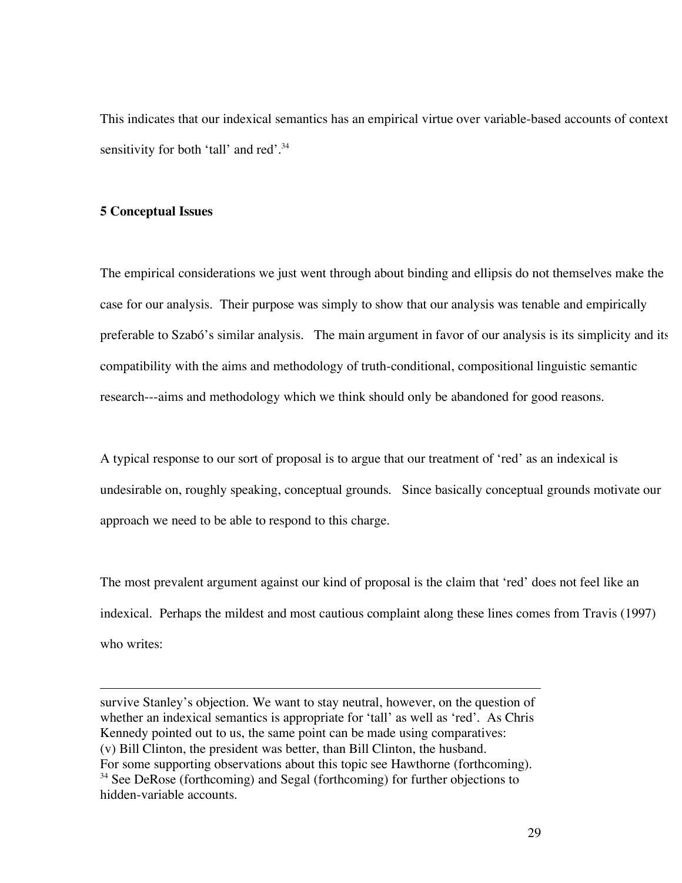This indicates that our indexical semantics has an empirical virtue over variable-based accounts of context sensitivity for both 'tall' and red'.[34]

**5 Conceptual Issues**

The empirical considerations we just went through about binding and ellipsis do not themselves make the case for our analysis. Their purpose was simply to show that our analysis was tenable and empirically preferable to Szabó's similar analysis. The main argument in favor of our analysis is its simplicity and its compatibility with the aims and methodology of truth-conditional, compositional linguistic semantic research---aims and methodology which we think should only be abandoned for good reasons.

A typical response to our sort of proposal is to argue that our treatment of 'red' as an indexical is undesirable on, roughly speaking, conceptual grounds. Since basically conceptual grounds motivate our approach we need to be able to respond to this charge.

The most prevalent argument against our kind of proposal is the claim that 'red' does not feel like an indexical. Perhaps the mildest and most cautious complaint along these lines comes from Travis (1997) who writes:

---

survive Stanley's objection. We want to stay neutral, however, on the question of whether an indexical semantics is appropriate for 'tall' as well as 'red'. As Chris Kennedy pointed out to us, the same point can be made using comparatives:
(v) Bill Clinton, the president was better, than Bill Clinton, the husband.
For some supporting observations about this topic see Hawthorne (forthcoming).

[34] See DeRose (forthcoming) and Segal (forthcoming) for further objections to hidden-variable accounts.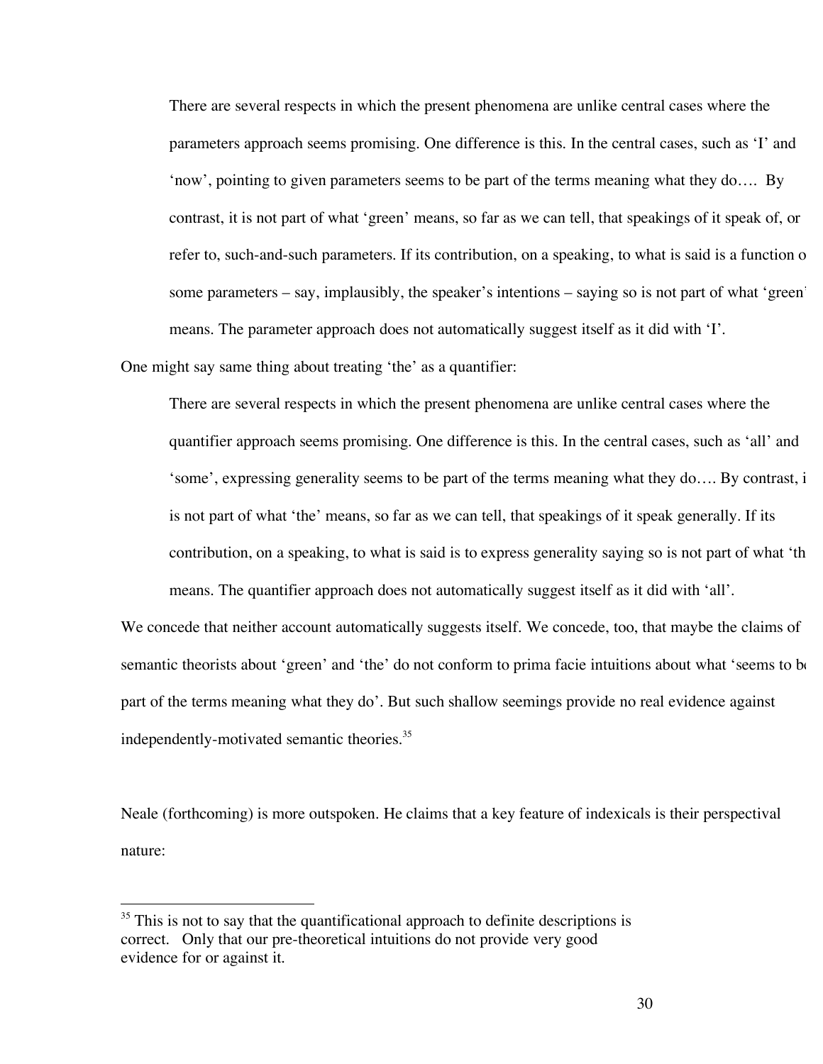> There are several respects in which the present phenomena are unlike central cases where the parameters approach seems promising. One difference is this. In the central cases, such as 'I' and 'now', pointing to given parameters seems to be part of the terms meaning what they do…. By contrast, it is not part of what 'green' means, so far as we can tell, that speakings of it speak of, or refer to, such-and-such parameters. If its contribution, on a speaking, to what is said is a function of some parameters – say, implausibly, the speaker's intentions – saying so is not part of what 'green' means. The parameter approach does not automatically suggest itself as it did with 'I'.

One might say same thing about treating 'the' as a quantifier:

> There are several respects in which the present phenomena are unlike central cases where the quantifier approach seems promising. One difference is this. In the central cases, such as 'all' and 'some', expressing generality seems to be part of the terms meaning what they do…. By contrast, it is not part of what 'the' means, so far as we can tell, that speakings of it speak generally. If its contribution, on a speaking, to what is said is to express generality saying so is not part of what 'the' means. The quantifier approach does not automatically suggest itself as it did with 'all'.

We concede that neither account automatically suggests itself. We concede, too, that maybe the claims of semantic theorists about 'green' and 'the' do not conform to prima facie intuitions about what 'seems to be part of the terms meaning what they do'. But such shallow seemings provide no real evidence against independently-motivated semantic theories.[35]

Neale (forthcoming) is more outspoken. He claims that a key feature of indexicals is their perspectival nature:

[35] This is not to say that the quantificational approach to definite descriptions is correct. Only that our pre-theoretical intuitions do not provide very good evidence for or against it.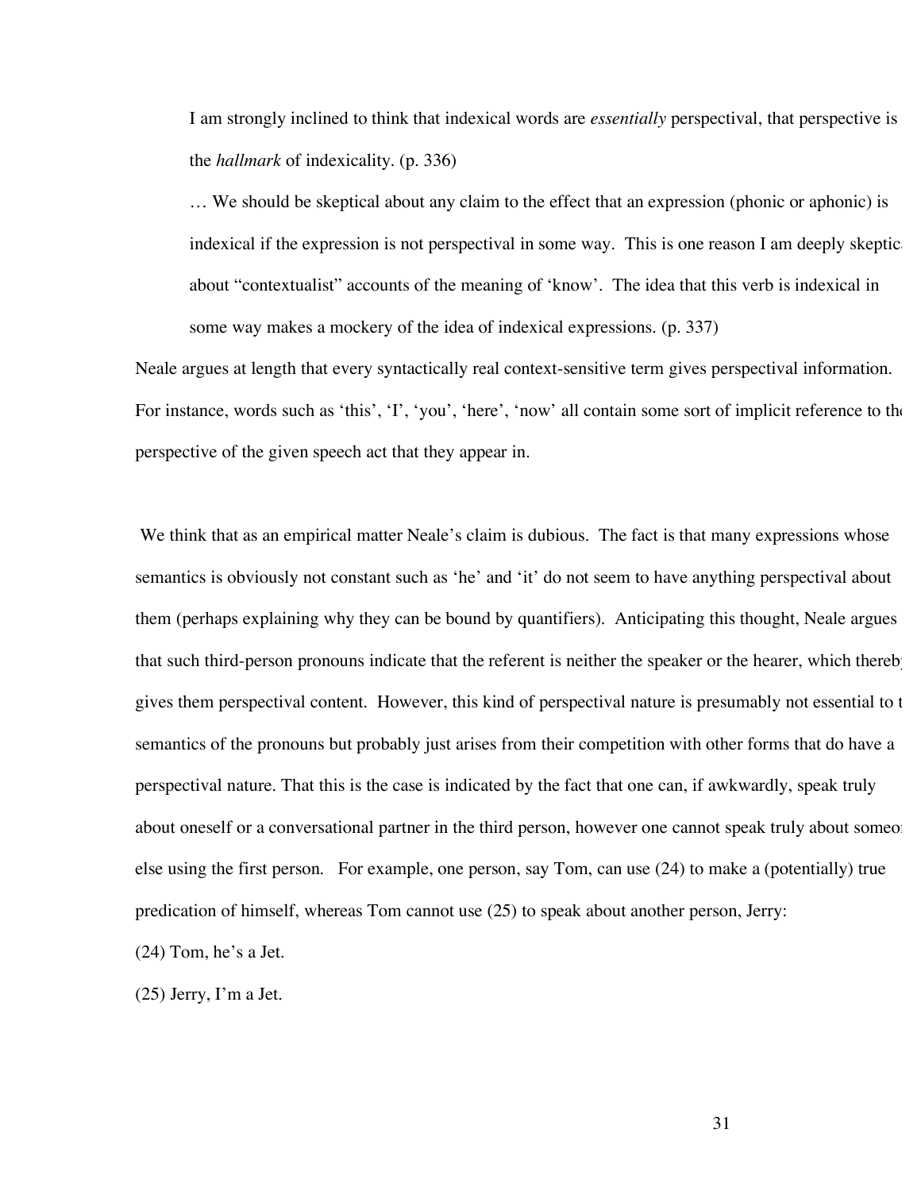> I am strongly inclined to think that indexical words are *essentially* perspectival, that perspective is the *hallmark* of indexicality. (p. 336)
>
> … We should be skeptical about any claim to the effect that an expression (phonic or aphonic) is indexical if the expression is not perspectival in some way. This is one reason I am deeply skeptical about "contextualist" accounts of the meaning of 'know'. The idea that this verb is indexical in some way makes a mockery of the idea of indexical expressions. (p. 337)

Neale argues at length that every syntactically real context-sensitive term gives perspectival information. For instance, words such as 'this', 'I', 'you', 'here', 'now' all contain some sort of implicit reference to the perspective of the given speech act that they appear in.

We think that as an empirical matter Neale's claim is dubious. The fact is that many expressions whose semantics is obviously not constant such as 'he' and 'it' do not seem to have anything perspectival about them (perhaps explaining why they can be bound by quantifiers). Anticipating this thought, Neale argues that such third-person pronouns indicate that the referent is neither the speaker or the hearer, which thereby gives them perspectival content. However, this kind of perspectival nature is presumably not essential to the semantics of the pronouns but probably just arises from their competition with other forms that do have a perspectival nature. That this is the case is indicated by the fact that one can, if awkwardly, speak truly about oneself or a conversational partner in the third person, however one cannot speak truly about someone else using the first person. For example, one person, say Tom, can use (24) to make a (potentially) true predication of himself, whereas Tom cannot use (25) to speak about another person, Jerry:

(24) Tom, he's a Jet.

(25) Jerry, I'm a Jet.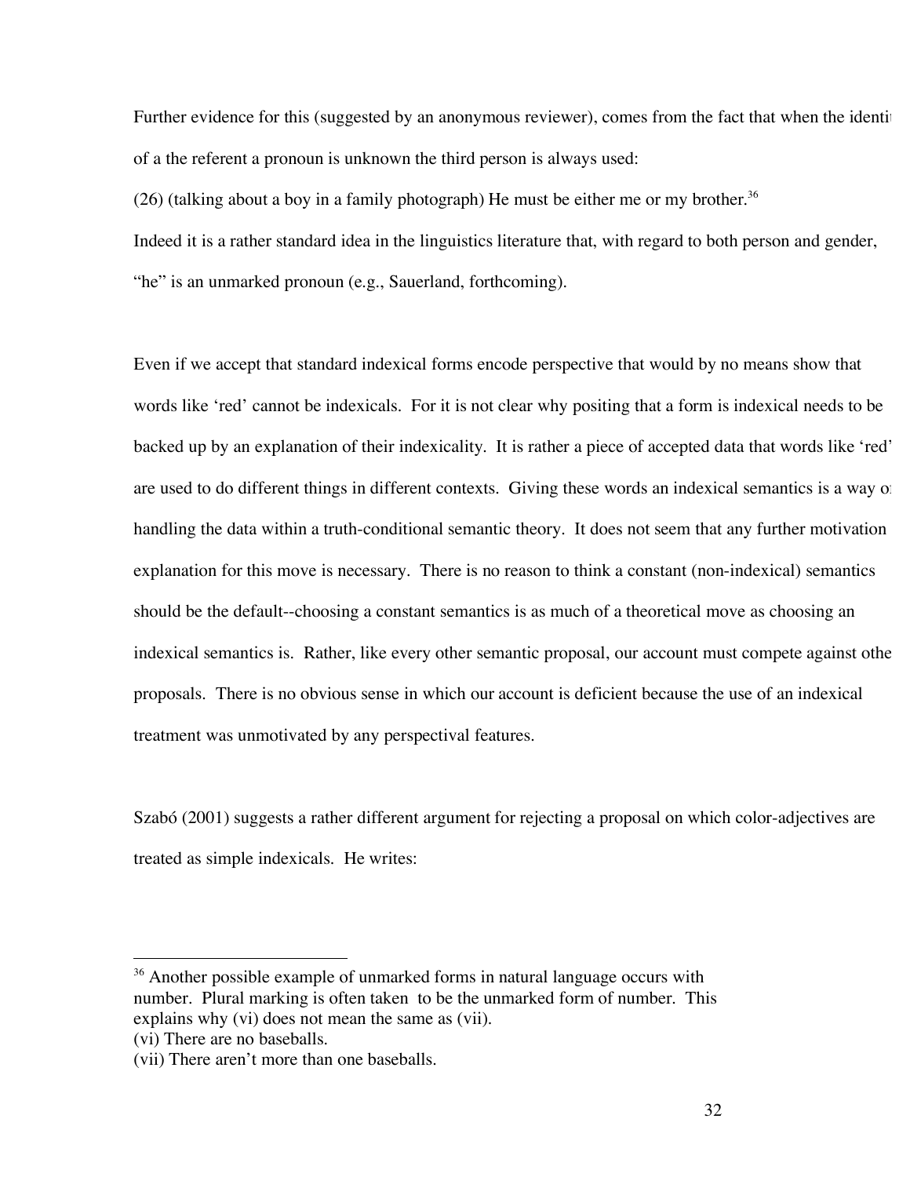Further evidence for this (suggested by an anonymous reviewer), comes from the fact that when the identit of a the referent a pronoun is unknown the third person is always used:

(26) (talking about a boy in a family photograph) He must be either me or my brother.[36]

Indeed it is a rather standard idea in the linguistics literature that, with regard to both person and gender, "he" is an unmarked pronoun (e.g., Sauerland, forthcoming).

Even if we accept that standard indexical forms encode perspective that would by no means show that words like 'red' cannot be indexicals. For it is not clear why positing that a form is indexical needs to be backed up by an explanation of their indexicality. It is rather a piece of accepted data that words like 'red' are used to do different things in different contexts. Giving these words an indexical semantics is a way of handling the data within a truth-conditional semantic theory. It does not seem that any further motivation explanation for this move is necessary. There is no reason to think a constant (non-indexical) semantics should be the default--choosing a constant semantics is as much of a theoretical move as choosing an indexical semantics is. Rather, like every other semantic proposal, our account must compete against othe proposals. There is no obvious sense in which our account is deficient because the use of an indexical treatment was unmotivated by any perspectival features.

Szabó (2001) suggests a rather different argument for rejecting a proposal on which color-adjectives are treated as simple indexicals. He writes:

---

[36] Another possible example of unmarked forms in natural language occurs with number. Plural marking is often taken to be the unmarked form of number. This explains why (vi) does not mean the same as (vii).
(vi) There are no baseballs.
(vii) There aren't more than one baseballs.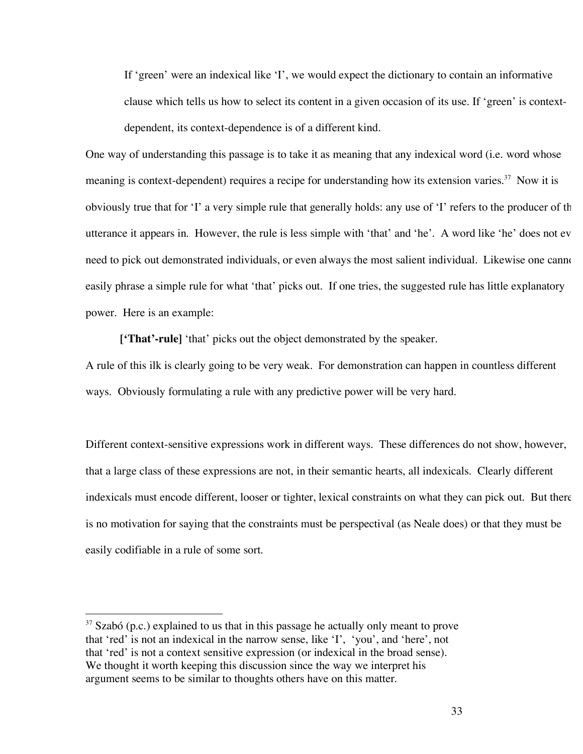> If 'green' were an indexical like 'I', we would expect the dictionary to contain an informative clause which tells us how to select its content in a given occasion of its use. If 'green' is context-dependent, its context-dependence is of a different kind.

One way of understanding this passage is to take it as meaning that any indexical word (i.e. word whose meaning is context-dependent) requires a recipe for understanding how its extension varies.[37] Now it is obviously true that for 'I' a very simple rule that generally holds: any use of 'I' refers to the producer of th utterance it appears in. However, the rule is less simple with 'that' and 'he'. A word like 'he' does not ev need to pick out demonstrated individuals, or even always the most salient individual. Likewise one canno easily phrase a simple rule for what 'that' picks out. If one tries, the suggested rule has little explanatory power. Here is an example:

**['That'-rule]** 'that' picks out the object demonstrated by the speaker.

A rule of this ilk is clearly going to be very weak. For demonstration can happen in countless different ways. Obviously formulating a rule with any predictive power will be very hard.

Different context-sensitive expressions work in different ways. These differences do not show, however, that a large class of these expressions are not, in their semantic hearts, all indexicals. Clearly different indexicals must encode different, looser or tighter, lexical constraints on what they can pick out. But there is no motivation for saying that the constraints must be perspectival (as Neale does) or that they must be easily codifiable in a rule of some sort.

---

[37] Szabó (p.c.) explained to us that in this passage he actually only meant to prove that 'red' is not an indexical in the narrow sense, like 'I', 'you', and 'here', not that 'red' is not a context sensitive expression (or indexical in the broad sense). We thought it worth keeping this discussion since the way we interpret his argument seems to be similar to thoughts others have on this matter.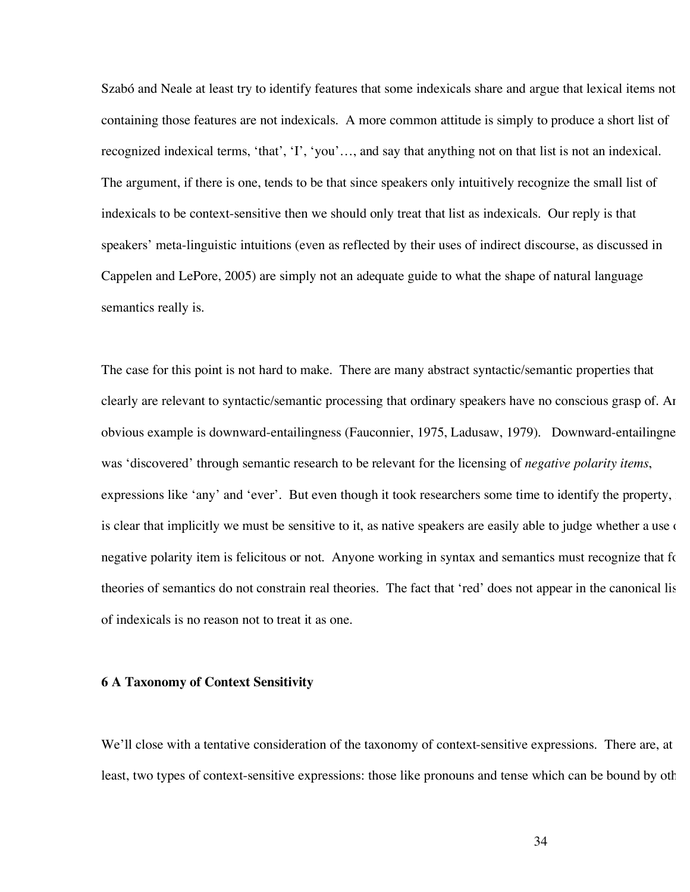Szabó and Neale at least try to identify features that some indexicals share and argue that lexical items not containing those features are not indexicals. A more common attitude is simply to produce a short list of recognized indexical terms, 'that', 'I', 'you'…, and say that anything not on that list is not an indexical. The argument, if there is one, tends to be that since speakers only intuitively recognize the small list of indexicals to be context-sensitive then we should only treat that list as indexicals. Our reply is that speakers' meta-linguistic intuitions (even as reflected by their uses of indirect discourse, as discussed in Cappelen and LePore, 2005) are simply not an adequate guide to what the shape of natural language semantics really is.

The case for this point is not hard to make. There are many abstract syntactic/semantic properties that clearly are relevant to syntactic/semantic processing that ordinary speakers have no conscious grasp of. An obvious example is downward-entailingness (Fauconnier, 1975, Ladusaw, 1979). Downward-entailingness was 'discovered' through semantic research to be relevant for the licensing of *negative polarity items*, expressions like 'any' and 'ever'. But even though it took researchers some time to identify the property, it is clear that implicitly we must be sensitive to it, as native speakers are easily able to judge whether a use of a negative polarity item is felicitous or not. Anyone working in syntax and semantics must recognize that folk theories of semantics do not constrain real theories. The fact that 'red' does not appear in the canonical list of indexicals is no reason not to treat it as one.

### 6 A Taxonomy of Context Sensitivity

We'll close with a tentative consideration of the taxonomy of context-sensitive expressions. There are, at least, two types of context-sensitive expressions: those like pronouns and tense which can be bound by oth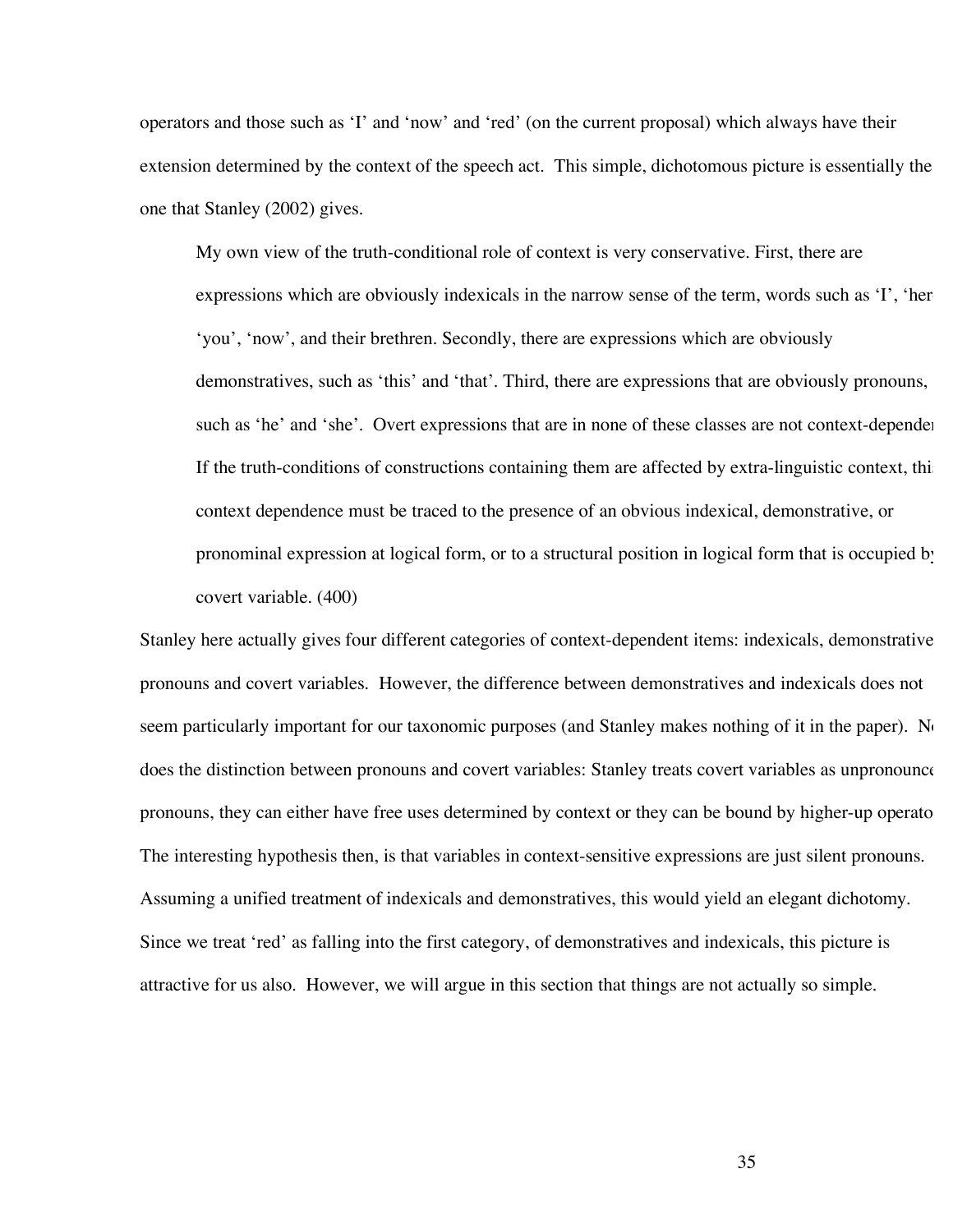operators and those such as ‘I’ and ‘now’ and ‘red’ (on the current proposal) which always have their extension determined by the context of the speech act. This simple, dichotomous picture is essentially the one that Stanley (2002) gives.

> My own view of the truth-conditional role of context is very conservative. First, there are expressions which are obviously indexicals in the narrow sense of the term, words such as ‘I’, ‘here’, ‘you’, ‘now’, and their brethren. Secondly, there are expressions which are obviously demonstratives, such as ‘this’ and ‘that’. Third, there are expressions that are obviously pronouns, such as ‘he’ and ‘she’. Overt expressions that are in none of these classes are not context-dependent. If the truth-conditions of constructions containing them are affected by extra-linguistic context, this context dependence must be traced to the presence of an obvious indexical, demonstrative, or pronominal expression at logical form, or to a structural position in logical form that is occupied by a covert variable. (400)

Stanley here actually gives four different categories of context-dependent items: indexicals, demonstratives, pronouns and covert variables. However, the difference between demonstratives and indexicals does not seem particularly important for our taxonomic purposes (and Stanley makes nothing of it in the paper). Nor does the distinction between pronouns and covert variables: Stanley treats covert variables as unpronounced pronouns, they can either have free uses determined by context or they can be bound by higher-up operators. The interesting hypothesis then, is that variables in context-sensitive expressions are just silent pronouns. Assuming a unified treatment of indexicals and demonstratives, this would yield an elegant dichotomy. Since we treat ‘red’ as falling into the first category, of demonstratives and indexicals, this picture is attractive for us also. However, we will argue in this section that things are not actually so simple.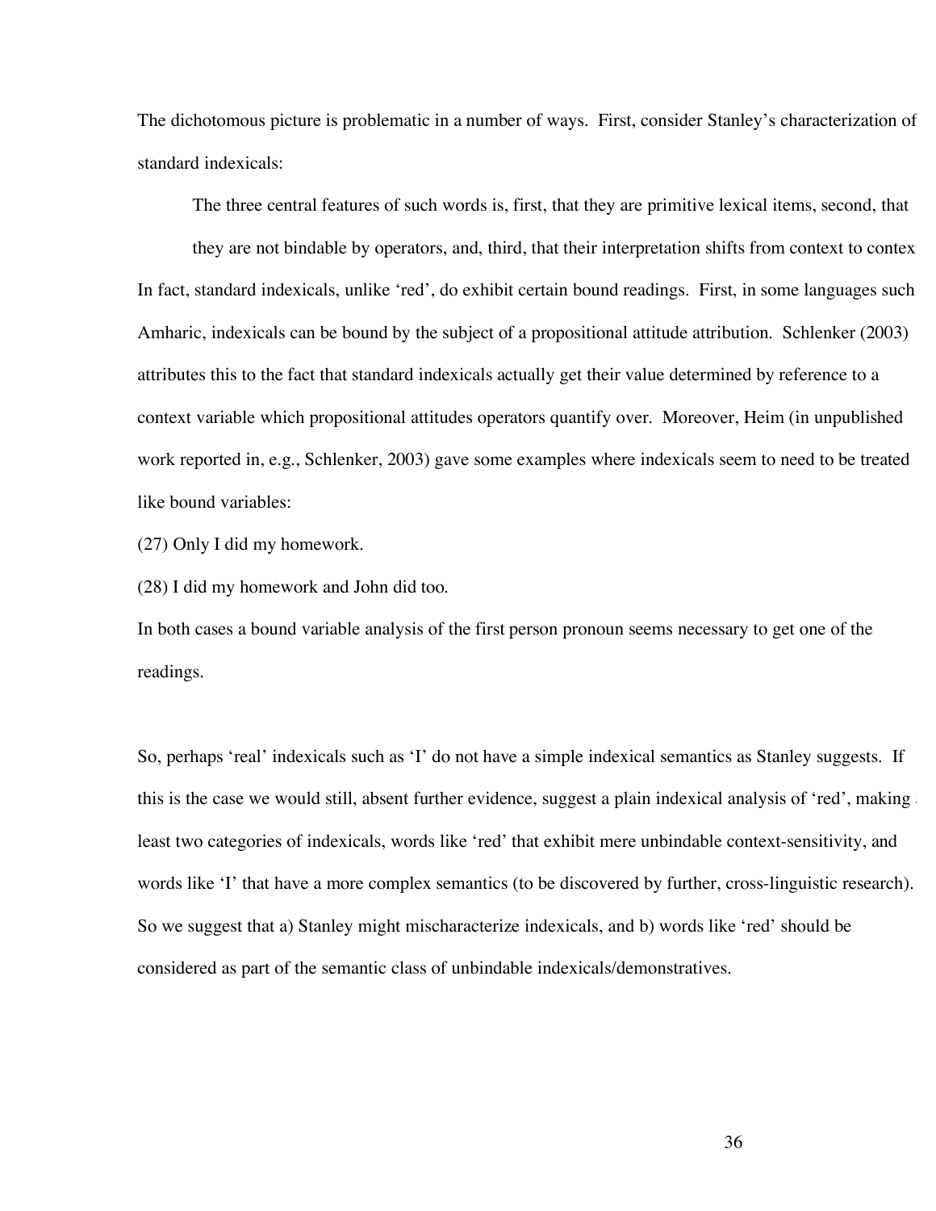The dichotomous picture is problematic in a number of ways. First, consider Stanley's characterization of standard indexicals:

> The three central features of such words is, first, that they are primitive lexical items, second, that they are not bindable by operators, and, third, that their interpretation shifts from context to context

In fact, standard indexicals, unlike 'red', do exhibit certain bound readings. First, in some languages such Amharic, indexicals can be bound by the subject of a propositional attitude attribution. Schlenker (2003) attributes this to the fact that standard indexicals actually get their value determined by reference to a context variable which propositional attitudes operators quantify over. Moreover, Heim (in unpublished work reported in, e.g., Schlenker, 2003) gave some examples where indexicals seem to need to be treated like bound variables:

(27) Only I did my homework.

(28) I did my homework and John did too.

In both cases a bound variable analysis of the first person pronoun seems necessary to get one of the readings.

So, perhaps 'real' indexicals such as 'I' do not have a simple indexical semantics as Stanley suggests. If this is the case we would still, absent further evidence, suggest a plain indexical analysis of 'red', making at least two categories of indexicals, words like 'red' that exhibit mere unbindable context-sensitivity, and words like 'I' that have a more complex semantics (to be discovered by further, cross-linguistic research). So we suggest that a) Stanley might mischaracterize indexicals, and b) words like 'red' should be considered as part of the semantic class of unbindable indexicals/demonstratives.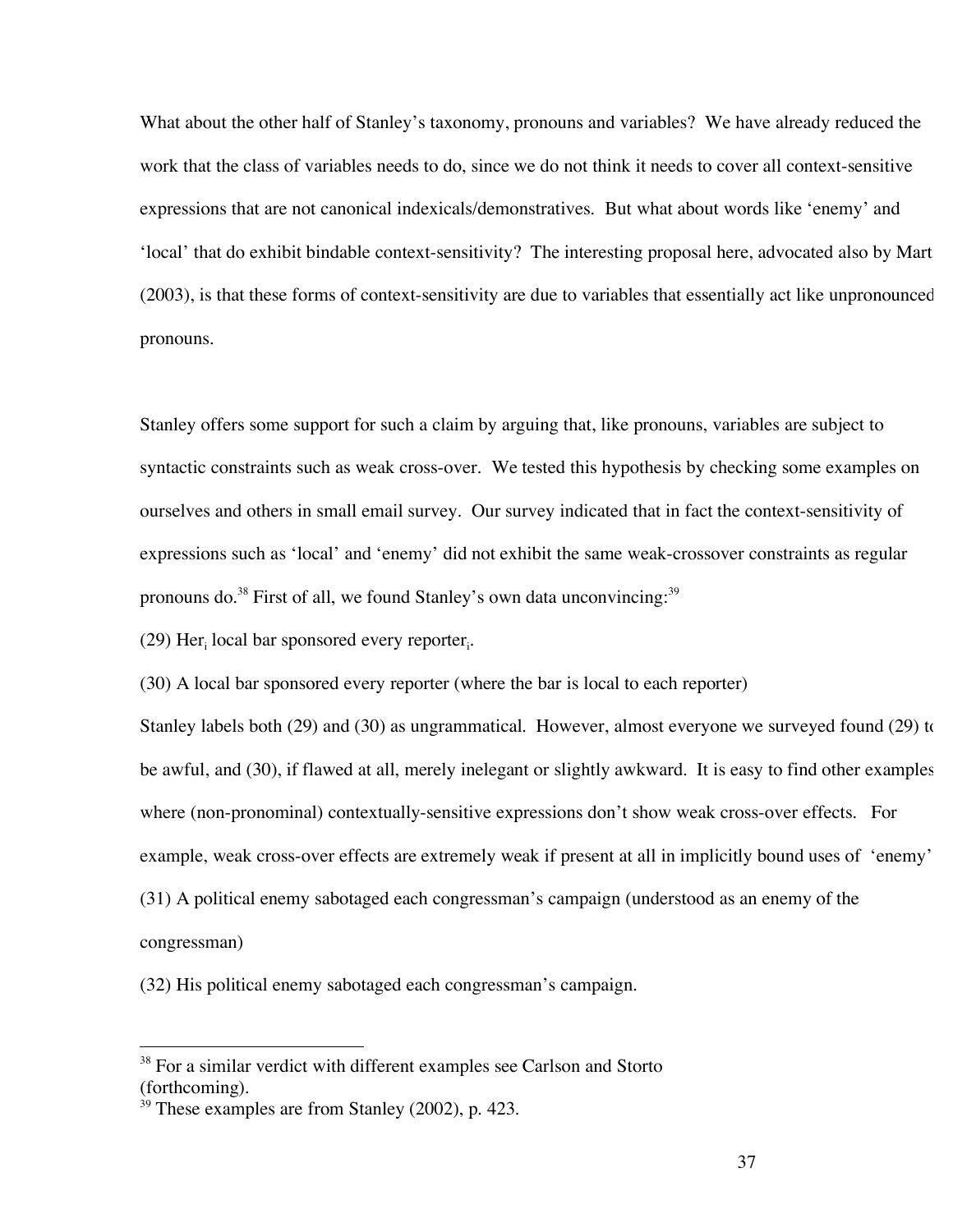What about the other half of Stanley's taxonomy, pronouns and variables? We have already reduced the work that the class of variables needs to do, since we do not think it needs to cover all context-sensitive expressions that are not canonical indexicals/demonstratives. But what about words like 'enemy' and 'local' that do exhibit bindable context-sensitivity? The interesting proposal here, advocated also by Mart (2003), is that these forms of context-sensitivity are due to variables that essentially act like unpronounced pronouns.

Stanley offers some support for such a claim by arguing that, like pronouns, variables are subject to syntactic constraints such as weak cross-over. We tested this hypothesis by checking some examples on ourselves and others in small email survey. Our survey indicated that in fact the context-sensitivity of expressions such as 'local' and 'enemy' did not exhibit the same weak-crossover constraints as regular pronouns do.[38] First of all, we found Stanley's own data unconvincing:[39]

(29) $\text{Her}_i$ local bar sponsored every $\text{reporter}_i$.

(30) A local bar sponsored every reporter (where the bar is local to each reporter)

Stanley labels both (29) and (30) as ungrammatical. However, almost everyone we surveyed found (29) to be awful, and (30), if flawed at all, merely inelegant or slightly awkward. It is easy to find other examples where (non-pronominal) contextually-sensitive expressions don't show weak cross-over effects. For example, weak cross-over effects are extremely weak if present at all in implicitly bound uses of 'enemy'

(31) A political enemy sabotaged each congressman's campaign (understood as an enemy of the congressman)

(32) His political enemy sabotaged each congressman's campaign.

---

[38] For a similar verdict with different examples see Carlson and Storto (forthcoming).

[39] These examples are from Stanley (2002), p. 423.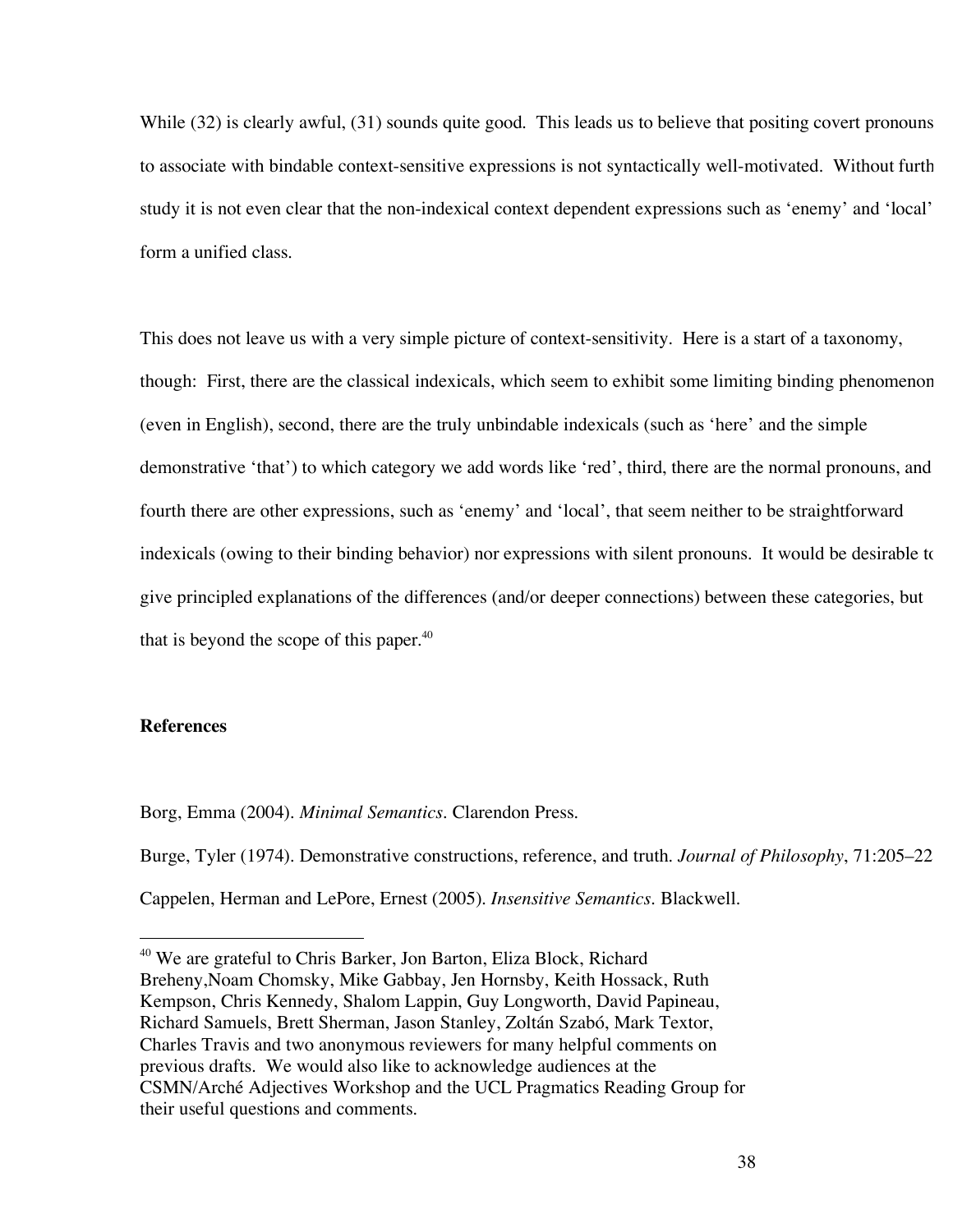While (32) is clearly awful, (31) sounds quite good. This leads us to believe that positing covert pronouns to associate with bindable context-sensitive expressions is not syntactically well-motivated. Without furth study it is not even clear that the non-indexical context dependent expressions such as 'enemy' and 'local' form a unified class.

This does not leave us with a very simple picture of context-sensitivity. Here is a start of a taxonomy, though: First, there are the classical indexicals, which seem to exhibit some limiting binding phenomenon (even in English), second, there are the truly unbindable indexicals (such as 'here' and the simple demonstrative 'that') to which category we add words like 'red', third, there are the normal pronouns, and fourth there are other expressions, such as 'enemy' and 'local', that seem neither to be straightforward indexicals (owing to their binding behavior) nor expressions with silent pronouns. It would be desirable to give principled explanations of the differences (and/or deeper connections) between these categories, but that is beyond the scope of this paper.[40]

**References**

Borg, Emma (2004). *Minimal Semantics*. Clarendon Press.

Burge, Tyler (1974). Demonstrative constructions, reference, and truth. *Journal of Philosophy*, 71:205–22

Cappelen, Herman and LePore, Ernest (2005). *Insensitive Semantics*. Blackwell.

---

[40] We are grateful to Chris Barker, Jon Barton, Eliza Block, Richard Breheny,Noam Chomsky, Mike Gabbay, Jen Hornsby, Keith Hossack, Ruth Kempson, Chris Kennedy, Shalom Lappin, Guy Longworth, David Papineau, Richard Samuels, Brett Sherman, Jason Stanley, Zoltán Szabó, Mark Textor, Charles Travis and two anonymous reviewers for many helpful comments on previous drafts. We would also like to acknowledge audiences at the CSMN/Arché Adjectives Workshop and the UCL Pragmatics Reading Group for their useful questions and comments.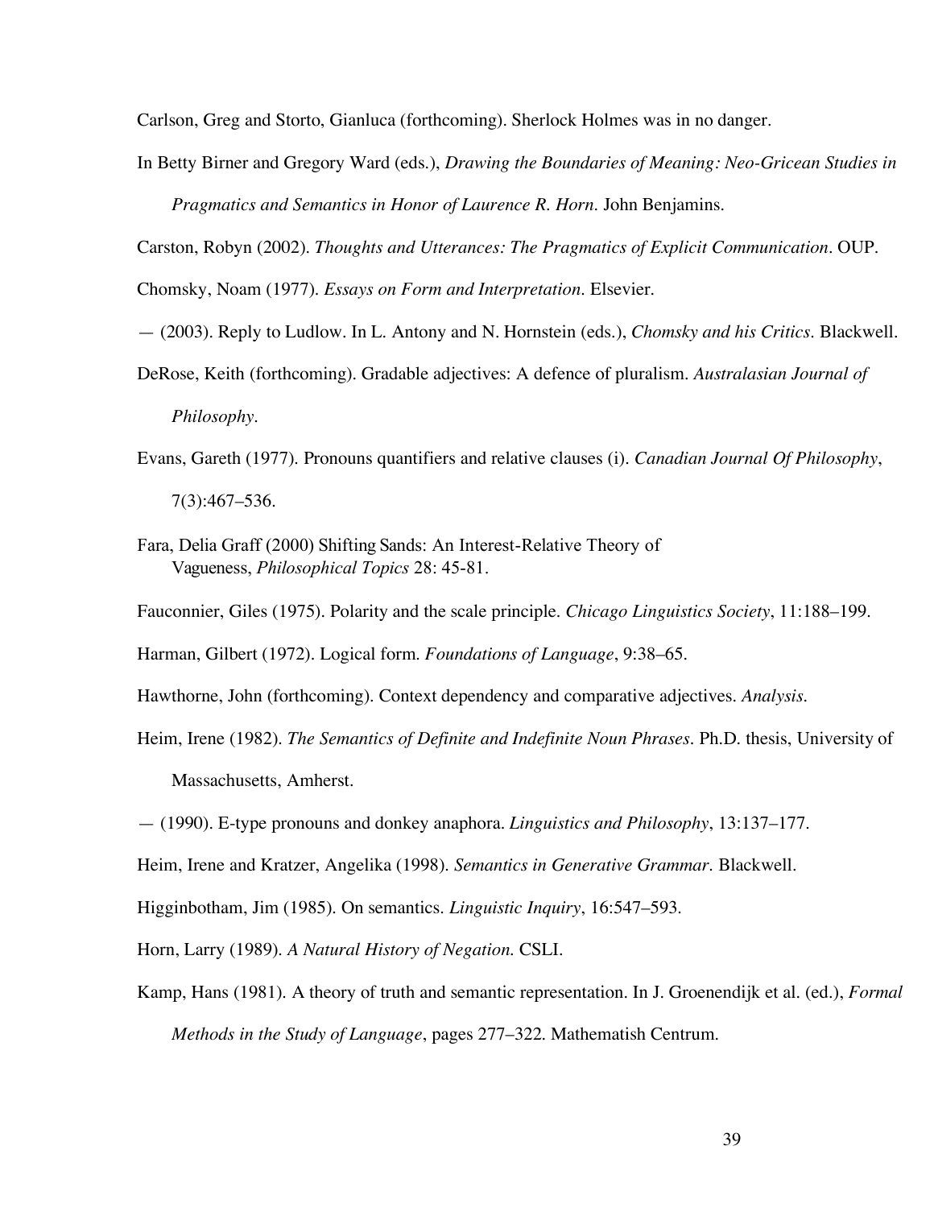Carlson, Greg and Storto, Gianluca (forthcoming). Sherlock Holmes was in no danger.

In Betty Birner and Gregory Ward (eds.), *Drawing the Boundaries of Meaning: Neo-Gricean Studies in Pragmatics and Semantics in Honor of Laurence R. Horn*. John Benjamins.

Carston, Robyn (2002). *Thoughts and Utterances: The Pragmatics of Explicit Communication*. OUP.

Chomsky, Noam (1977). *Essays on Form and Interpretation*. Elsevier.

— (2003). Reply to Ludlow. In L. Antony and N. Hornstein (eds.), *Chomsky and his Critics*. Blackwell.

DeRose, Keith (forthcoming). Gradable adjectives: A defence of pluralism. *Australasian Journal of Philosophy*.

Evans, Gareth (1977). Pronouns quantifiers and relative clauses (i). *Canadian Journal Of Philosophy*, 7(3):467–536.

Fara, Delia Graff (2000) Shifting Sands: An Interest-Relative Theory of Vagueness, *Philosophical Topics* 28: 45-81.

Fauconnier, Giles (1975). Polarity and the scale principle. *Chicago Linguistics Society*, 11:188–199.

Harman, Gilbert (1972). Logical form. *Foundations of Language*, 9:38–65.

Hawthorne, John (forthcoming). Context dependency and comparative adjectives. *Analysis*.

Heim, Irene (1982). *The Semantics of Definite and Indefinite Noun Phrases*. Ph.D. thesis, University of Massachusetts, Amherst.

— (1990). E-type pronouns and donkey anaphora. *Linguistics and Philosophy*, 13:137–177.

Heim, Irene and Kratzer, Angelika (1998). *Semantics in Generative Grammar*. Blackwell.

Higginbotham, Jim (1985). On semantics. *Linguistic Inquiry*, 16:547–593.

Horn, Larry (1989). *A Natural History of Negation*. CSLI.

Kamp, Hans (1981). A theory of truth and semantic representation. In J. Groenendijk et al. (ed.), *Formal Methods in the Study of Language*, pages 277–322. Mathematish Centrum.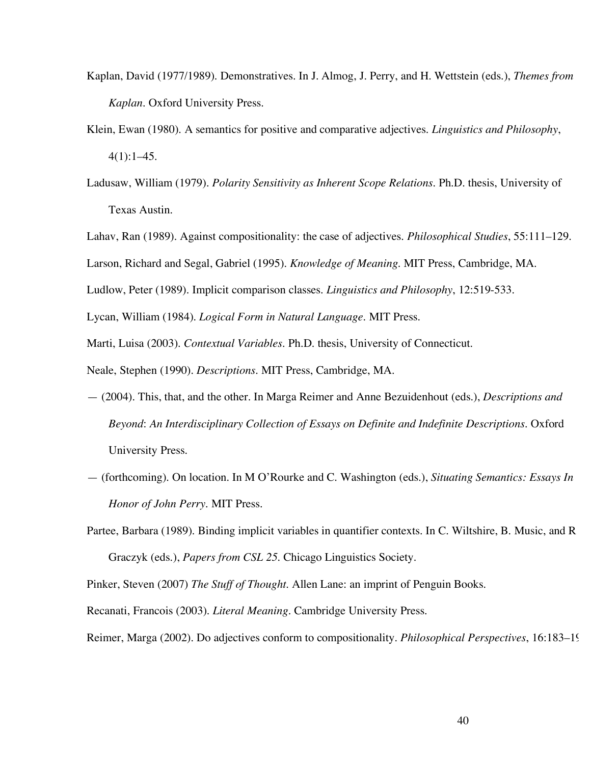Kaplan, David (1977/1989). Demonstratives. In J. Almog, J. Perry, and H. Wettstein (eds.), *Themes from Kaplan*. Oxford University Press.

Klein, Ewan (1980). A semantics for positive and comparative adjectives. *Linguistics and Philosophy*, 4(1):1–45.

Ladusaw, William (1979). *Polarity Sensitivity as Inherent Scope Relations*. Ph.D. thesis, University of Texas Austin.

Lahav, Ran (1989). Against compositionality: the case of adjectives. *Philosophical Studies*, 55:111–129.

Larson, Richard and Segal, Gabriel (1995). *Knowledge of Meaning*. MIT Press, Cambridge, MA.

Ludlow, Peter (1989). Implicit comparison classes. *Linguistics and Philosophy*, 12:519-533.

Lycan, William (1984). *Logical Form in Natural Language*. MIT Press.

Marti, Luisa (2003). *Contextual Variables*. Ph.D. thesis, University of Connecticut.

Neale, Stephen (1990). *Descriptions*. MIT Press, Cambridge, MA.

— (2004). This, that, and the other. In Marga Reimer and Anne Bezuidenhout (eds.), *Descriptions and Beyond*: *An Interdisciplinary Collection of Essays on Definite and Indefinite Descriptions*. Oxford University Press.

— (forthcoming). On location. In M O'Rourke and C. Washington (eds.), *Situating Semantics: Essays In Honor of John Perry*. MIT Press.

Partee, Barbara (1989). Binding implicit variables in quantifier contexts. In C. Wiltshire, B. Music, and R Graczyk (eds.), *Papers from CSL 25*. Chicago Linguistics Society.

Pinker, Steven (2007) *The Stuff of Thought*. Allen Lane: an imprint of Penguin Books.

Recanati, Francois (2003). *Literal Meaning*. Cambridge University Press.

Reimer, Marga (2002). Do adjectives conform to compositionality. *Philosophical Perspectives*, 16:183–19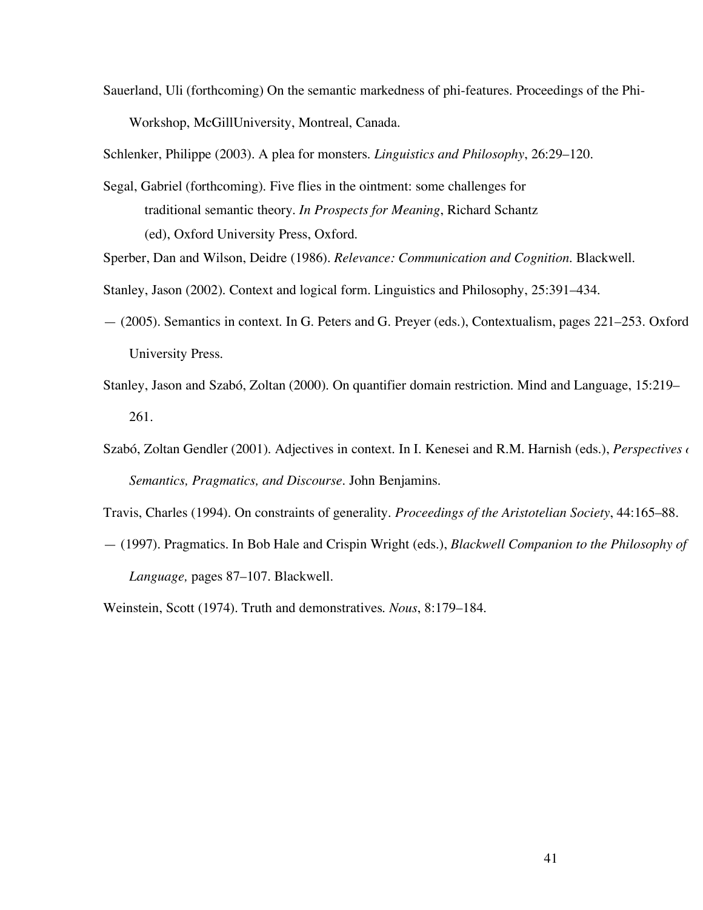Sauerland, Uli (forthcoming) On the semantic markedness of phi-features. Proceedings of the Phi-Workshop, McGillUniversity, Montreal, Canada.

Schlenker, Philippe (2003). A plea for monsters. *Linguistics and Philosophy*, 26:29–120.

Segal, Gabriel (forthcoming). Five flies in the ointment: some challenges for traditional semantic theory. *In Prospects for Meaning*, Richard Schantz (ed), Oxford University Press, Oxford.

Sperber, Dan and Wilson, Deidre (1986). *Relevance: Communication and Cognition.* Blackwell.

Stanley, Jason (2002). Context and logical form. Linguistics and Philosophy, 25:391–434.

— (2005). Semantics in context. In G. Peters and G. Preyer (eds.), Contextualism, pages 221–253. Oxford University Press.

Stanley, Jason and Szabó, Zoltan (2000). On quantifier domain restriction. Mind and Language, 15:219–261.

Szabó, Zoltan Gendler (2001). Adjectives in context. In I. Kenesei and R.M. Harnish (eds.), *Perspectives on Semantics, Pragmatics, and Discourse*. John Benjamins.

Travis, Charles (1994). On constraints of generality. *Proceedings of the Aristotelian Society*, 44:165–88.

— (1997). Pragmatics. In Bob Hale and Crispin Wright (eds.), *Blackwell Companion to the Philosophy of Language,* pages 87–107. Blackwell.

Weinstein, Scott (1974). Truth and demonstratives. *Nous*, 8:179–184.